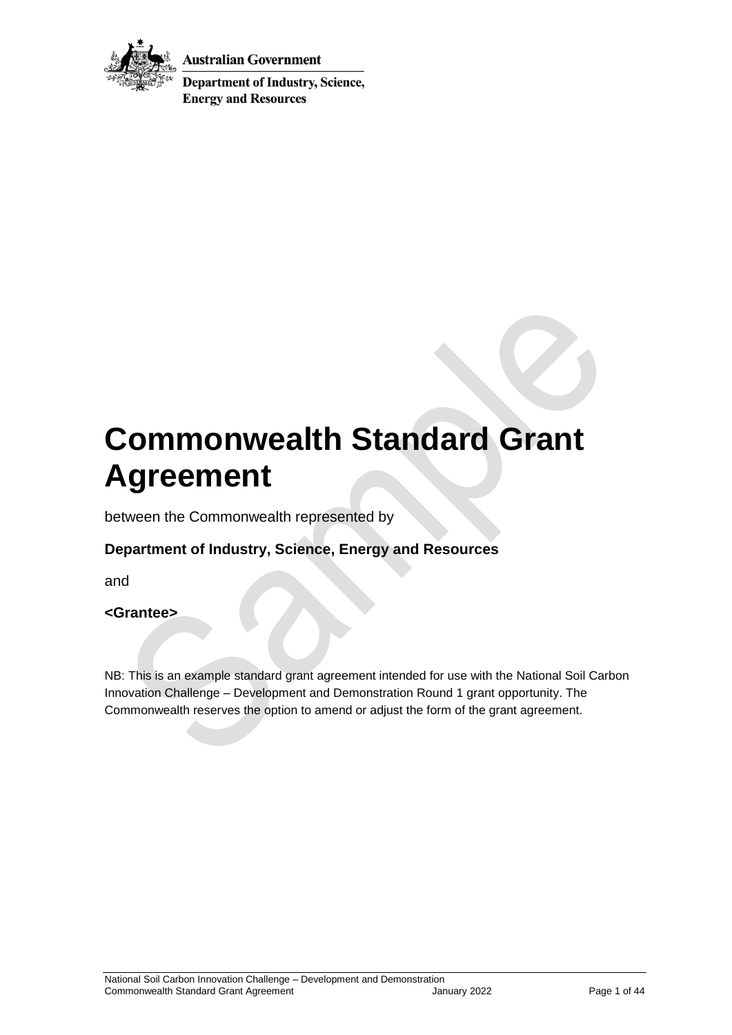Australian Government

Department of Industry, Science, Energy and Resources

# Commonwealth Standard Grant Agreement

between the Commonwealth represented by

**Department of Industry, Science, Energy and Resources**

and

**<Grantee>**

NB: This is an example standard grant agreement intended for use with the National Soil Carbon Innovation Challenge – Development and Demonstration Round 1 grant opportunity. The Commonwealth reserves the option to amend or adjust the form of the grant agreement.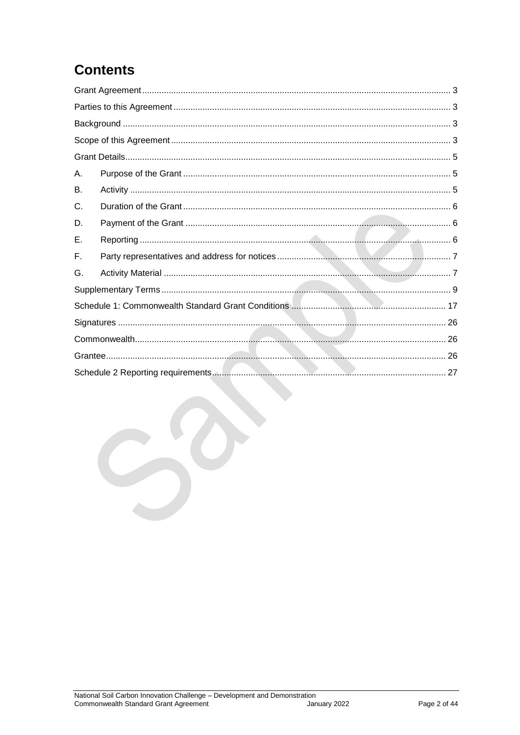# Contents

Grant Agreement .......... 3

Parties to this Agreement .......... 3

Background .......... 3

Scope of this Agreement .......... 3

Grant Details .......... 5

A. Purpose of the Grant .......... 5

B. Activity .......... 5

C. Duration of the Grant .......... 6

D. Payment of the Grant .......... 6

E. Reporting .......... 6

F. Party representatives and address for notices .......... 7

G. Activity Material .......... 7

Supplementary Terms .......... 9

Schedule 1: Commonwealth Standard Grant Conditions .......... 17

Signatures .......... 26

Commonwealth .......... 26

Grantee .......... 26

Schedule 2 Reporting requirements .......... 27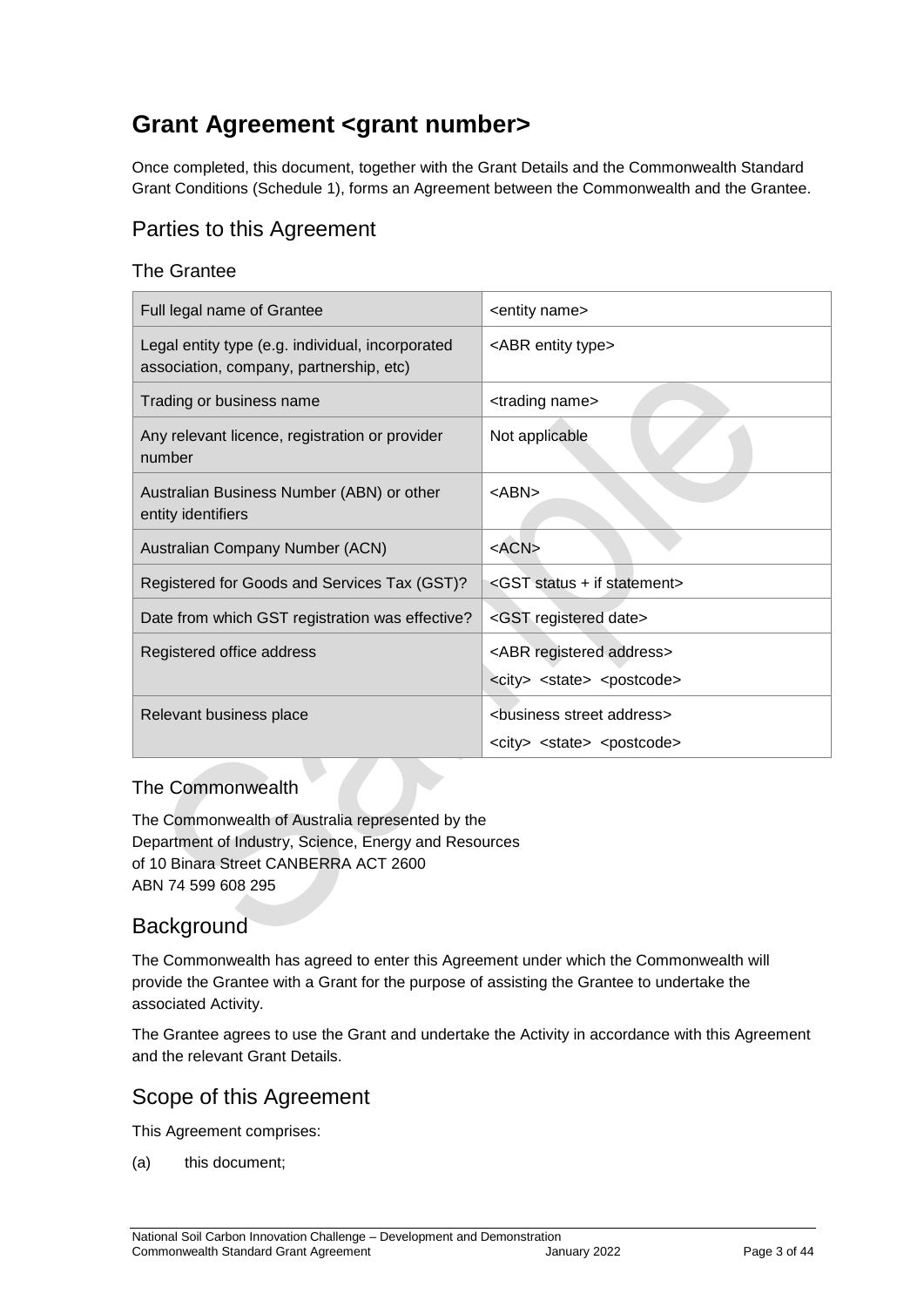# Grant Agreement <grant number>

Once completed, this document, together with the Grant Details and the Commonwealth Standard Grant Conditions (Schedule 1), forms an Agreement between the Commonwealth and the Grantee.

## Parties to this Agreement

### The Grantee

| | |
|---|---|
| Full legal name of Grantee | <entity name> |
| Legal entity type (e.g. individual, incorporated association, company, partnership, etc) | <ABR entity type> |
| Trading or business name | <trading name> |
| Any relevant licence, registration or provider number | Not applicable |
| Australian Business Number (ABN) or other entity identifiers | <ABN> |
| Australian Company Number (ACN) | <ACN> |
| Registered for Goods and Services Tax (GST)? | <GST status + if statement> |
| Date from which GST registration was effective? | <GST registered date> |
| Registered office address | <ABR registered address><br><city> <state> <postcode> |
| Relevant business place | <business street address><br><city> <state> <postcode> |

### The Commonwealth

The Commonwealth of Australia represented by the
Department of Industry, Science, Energy and Resources
of 10 Binara Street CANBERRA ACT 2600
ABN 74 599 608 295

## Background

The Commonwealth has agreed to enter this Agreement under which the Commonwealth will provide the Grantee with a Grant for the purpose of assisting the Grantee to undertake the associated Activity.

The Grantee agrees to use the Grant and undertake the Activity in accordance with this Agreement and the relevant Grant Details.

## Scope of this Agreement

This Agreement comprises:

(a) this document;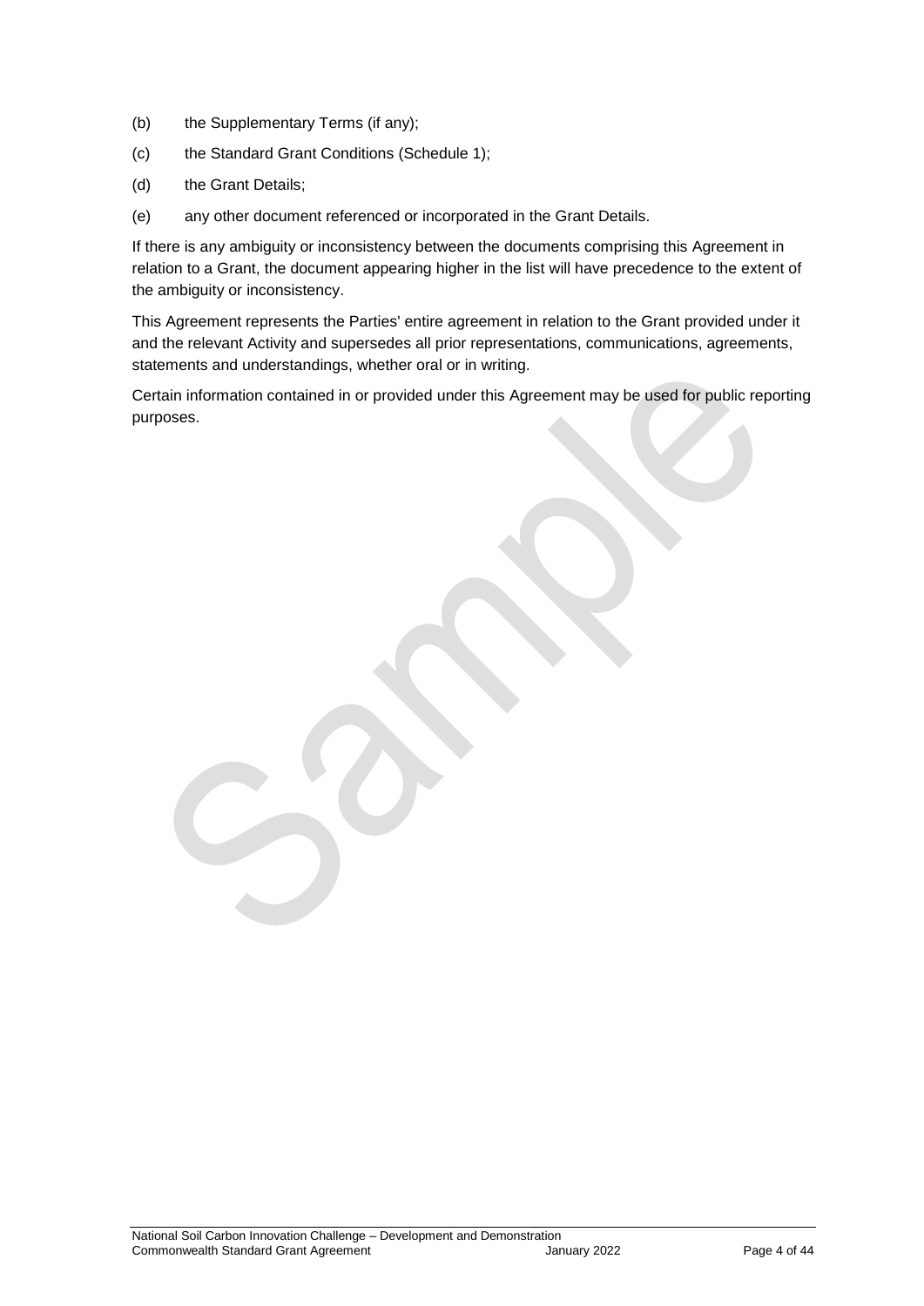(b) the Supplementary Terms (if any);

(c) the Standard Grant Conditions (Schedule 1);

(d) the Grant Details;

(e) any other document referenced or incorporated in the Grant Details.

If there is any ambiguity or inconsistency between the documents comprising this Agreement in relation to a Grant, the document appearing higher in the list will have precedence to the extent of the ambiguity or inconsistency.

This Agreement represents the Parties' entire agreement in relation to the Grant provided under it and the relevant Activity and supersedes all prior representations, communications, agreements, statements and understandings, whether oral or in writing.

Certain information contained in or provided under this Agreement may be used for public reporting purposes.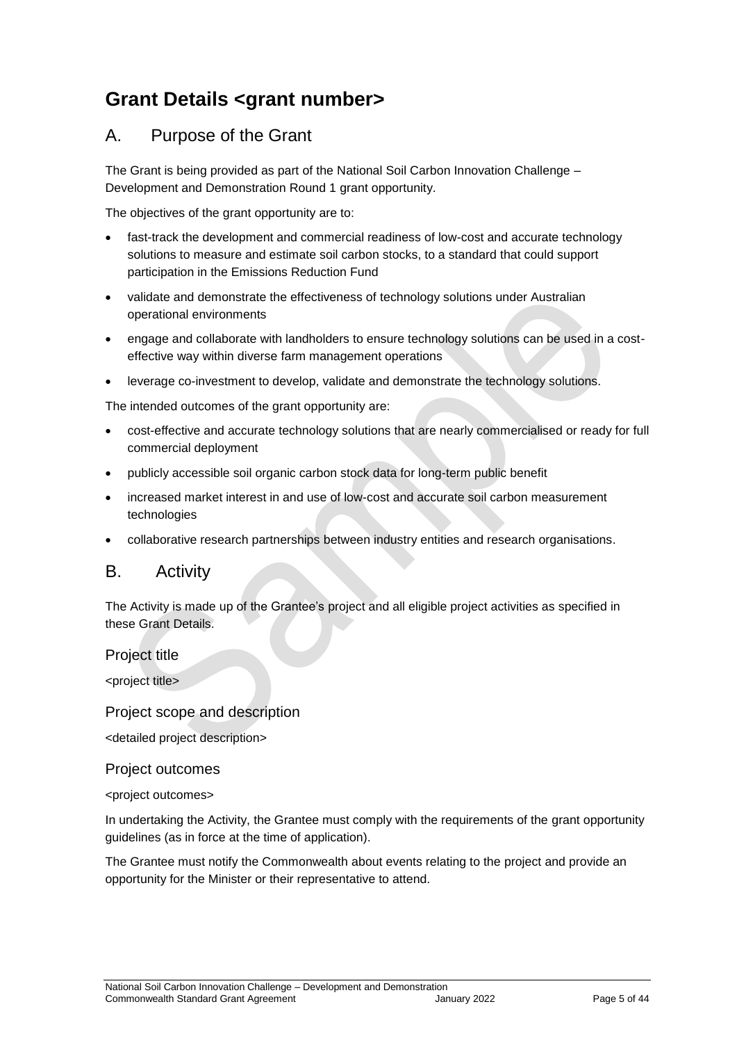# Grant Details <grant number>

## A. Purpose of the Grant

The Grant is being provided as part of the National Soil Carbon Innovation Challenge – Development and Demonstration Round 1 grant opportunity.

The objectives of the grant opportunity are to:

- fast-track the development and commercial readiness of low-cost and accurate technology solutions to measure and estimate soil carbon stocks, to a standard that could support participation in the Emissions Reduction Fund
- validate and demonstrate the effectiveness of technology solutions under Australian operational environments
- engage and collaborate with landholders to ensure technology solutions can be used in a cost-effective way within diverse farm management operations
- leverage co-investment to develop, validate and demonstrate the technology solutions.

The intended outcomes of the grant opportunity are:

- cost-effective and accurate technology solutions that are nearly commercialised or ready for full commercial deployment
- publicly accessible soil organic carbon stock data for long-term public benefit
- increased market interest in and use of low-cost and accurate soil carbon measurement technologies
- collaborative research partnerships between industry entities and research organisations.

## B. Activity

The Activity is made up of the Grantee's project and all eligible project activities as specified in these Grant Details.

### Project title

<project title>

### Project scope and description

<detailed project description>

### Project outcomes

<project outcomes>

In undertaking the Activity, the Grantee must comply with the requirements of the grant opportunity guidelines (as in force at the time of application).

The Grantee must notify the Commonwealth about events relating to the project and provide an opportunity for the Minister or their representative to attend.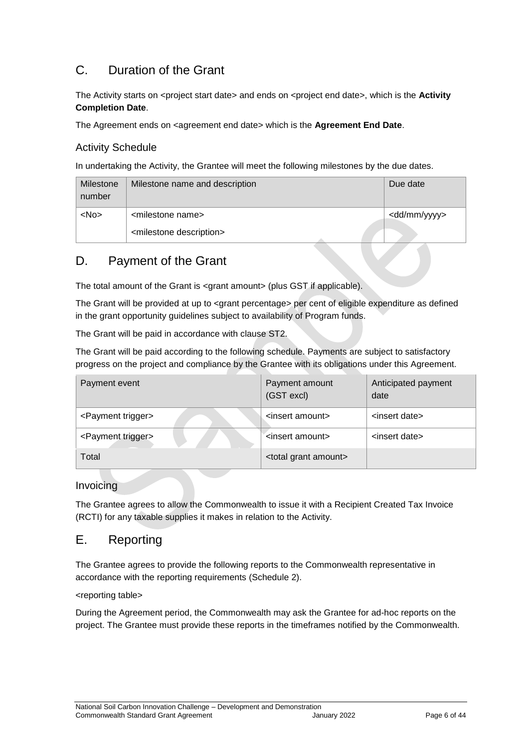## C. Duration of the Grant

The Activity starts on <project start date> and ends on <project end date>, which is the **Activity Completion Date**.

The Agreement ends on <agreement end date> which is the **Agreement End Date**.

### Activity Schedule

In undertaking the Activity, the Grantee will meet the following milestones by the due dates.

| Milestone number | Milestone name and description | Due date |
|---|---|---|
| <No> | <milestone name><br><milestone description> | <dd/mm/yyyy> |

## D. Payment of the Grant

The total amount of the Grant is <grant amount> (plus GST if applicable).

The Grant will be provided at up to <grant percentage> per cent of eligible expenditure as defined in the grant opportunity guidelines subject to availability of Program funds.

The Grant will be paid in accordance with clause ST2.

The Grant will be paid according to the following schedule. Payments are subject to satisfactory progress on the project and compliance by the Grantee with its obligations under this Agreement.

| Payment event | Payment amount (GST excl) | Anticipated payment date |
|---|---|---|
| <Payment trigger> | <insert amount> | <insert date> |
| <Payment trigger> | <insert amount> | <insert date> |
| Total | <total grant amount> | |

### Invoicing

The Grantee agrees to allow the Commonwealth to issue it with a Recipient Created Tax Invoice (RCTI) for any taxable supplies it makes in relation to the Activity.

## E. Reporting

The Grantee agrees to provide the following reports to the Commonwealth representative in accordance with the reporting requirements (Schedule 2).

<reporting table>

During the Agreement period, the Commonwealth may ask the Grantee for ad-hoc reports on the project. The Grantee must provide these reports in the timeframes notified by the Commonwealth.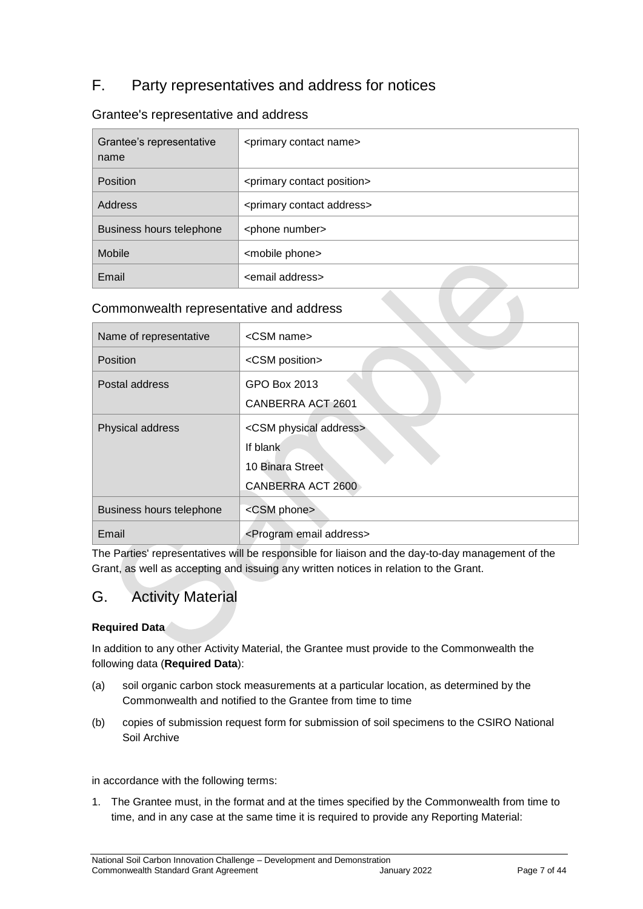## F. Party representatives and address for notices

### Grantee's representative and address

| Grantee's representative name | <primary contact name> |
|---|---|
| Position | <primary contact position> |
| Address | <primary contact address> |
| Business hours telephone | <phone number> |
| Mobile | <mobile phone> |
| Email | <email address> |

### Commonwealth representative and address

| Name of representative | <CSM name> |
|---|---|
| Position | <CSM position> |
| Postal address | GPO Box 2013<br>CANBERRA ACT 2601 |
| Physical address | <CSM physical address><br>If blank<br>10 Binara Street<br>CANBERRA ACT 2600 |
| Business hours telephone | <CSM phone> |
| Email | <Program email address> |

The Parties' representatives will be responsible for liaison and the day-to-day management of the Grant, as well as accepting and issuing any written notices in relation to the Grant.

## G. Activity Material

**Required Data**

In addition to any other Activity Material, the Grantee must provide to the Commonwealth the following data (**Required Data**):

(a) soil organic carbon stock measurements at a particular location, as determined by the Commonwealth and notified to the Grantee from time to time

(b) copies of submission request form for submission of soil specimens to the CSIRO National Soil Archive

in accordance with the following terms:

1. The Grantee must, in the format and at the times specified by the Commonwealth from time to time, and in any case at the same time it is required to provide any Reporting Material: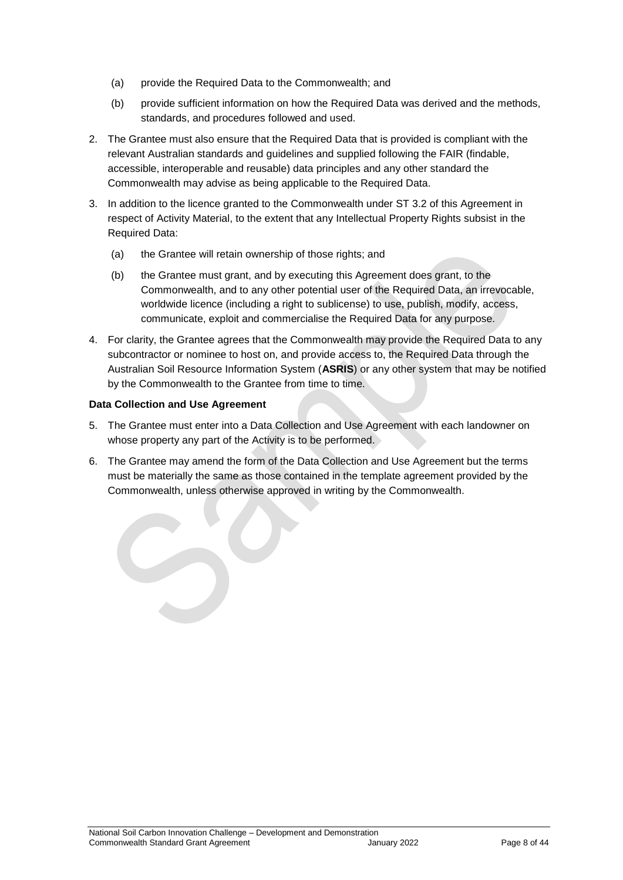(a) provide the Required Data to the Commonwealth; and

(b) provide sufficient information on how the Required Data was derived and the methods, standards, and procedures followed and used.

2. The Grantee must also ensure that the Required Data that is provided is compliant with the relevant Australian standards and guidelines and supplied following the FAIR (findable, accessible, interoperable and reusable) data principles and any other standard the Commonwealth may advise as being applicable to the Required Data.

3. In addition to the licence granted to the Commonwealth under ST 3.2 of this Agreement in respect of Activity Material, to the extent that any Intellectual Property Rights subsist in the Required Data:

   (a) the Grantee will retain ownership of those rights; and

   (b) the Grantee must grant, and by executing this Agreement does grant, to the Commonwealth, and to any other potential user of the Required Data, an irrevocable, worldwide licence (including a right to sublicense) to use, publish, modify, access, communicate, exploit and commercialise the Required Data for any purpose.

4. For clarity, the Grantee agrees that the Commonwealth may provide the Required Data to any subcontractor or nominee to host on, and provide access to, the Required Data through the Australian Soil Resource Information System (**ASRIS**) or any other system that may be notified by the Commonwealth to the Grantee from time to time.

**Data Collection and Use Agreement**

5. The Grantee must enter into a Data Collection and Use Agreement with each landowner on whose property any part of the Activity is to be performed.

6. The Grantee may amend the form of the Data Collection and Use Agreement but the terms must be materially the same as those contained in the template agreement provided by the Commonwealth, unless otherwise approved in writing by the Commonwealth.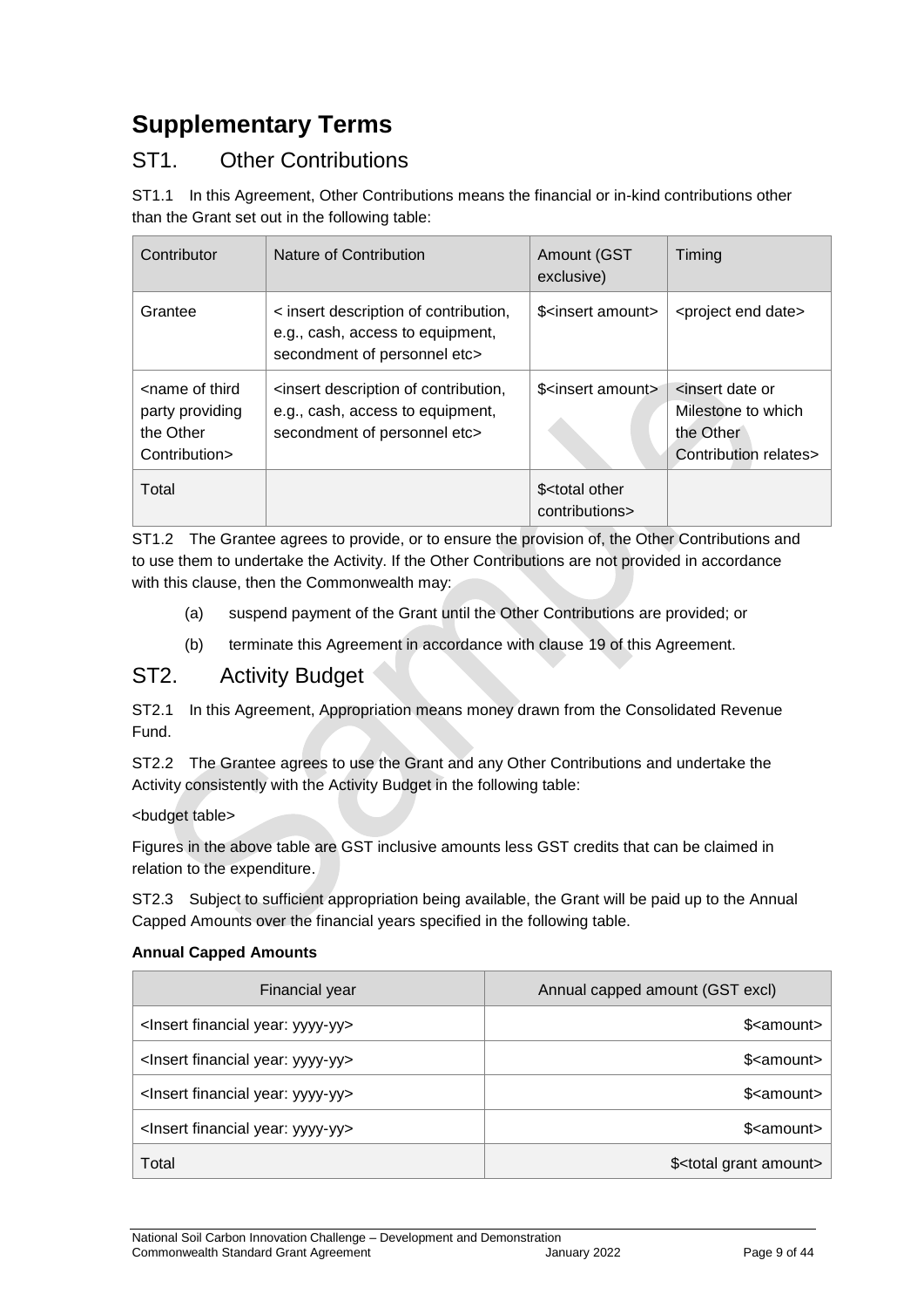# Supplementary Terms

## ST1. Other Contributions

ST1.1 In this Agreement, Other Contributions means the financial or in-kind contributions other than the Grant set out in the following table:

| Contributor | Nature of Contribution | Amount (GST exclusive) | Timing |
|---|---|---|---|
| Grantee | < insert description of contribution, e.g., cash, access to equipment, secondment of personnel etc> | $<insert amount> | <project end date> |
| <name of third party providing the Other Contribution> | <insert description of contribution, e.g., cash, access to equipment, secondment of personnel etc> | $<insert amount> | <insert date or Milestone to which the Other Contribution relates> |
| Total | | $<total other contributions> | |

ST1.2 The Grantee agrees to provide, or to ensure the provision of, the Other Contributions and to use them to undertake the Activity. If the Other Contributions are not provided in accordance with this clause, then the Commonwealth may:

(a) suspend payment of the Grant until the Other Contributions are provided; or

(b) terminate this Agreement in accordance with clause 19 of this Agreement.

## ST2. Activity Budget

ST2.1 In this Agreement, Appropriation means money drawn from the Consolidated Revenue Fund.

ST2.2 The Grantee agrees to use the Grant and any Other Contributions and undertake the Activity consistently with the Activity Budget in the following table:

<budget table>

Figures in the above table are GST inclusive amounts less GST credits that can be claimed in relation to the expenditure.

ST2.3 Subject to sufficient appropriation being available, the Grant will be paid up to the Annual Capped Amounts over the financial years specified in the following table.

**Annual Capped Amounts**

| Financial year | Annual capped amount (GST excl) |
|---|---:|
| <Insert financial year: yyyy-yy> | $<amount> |
| <Insert financial year: yyyy-yy> | $<amount> |
| <Insert financial year: yyyy-yy> | $<amount> |
| <Insert financial year: yyyy-yy> | $<amount> |
| Total | $<total grant amount> |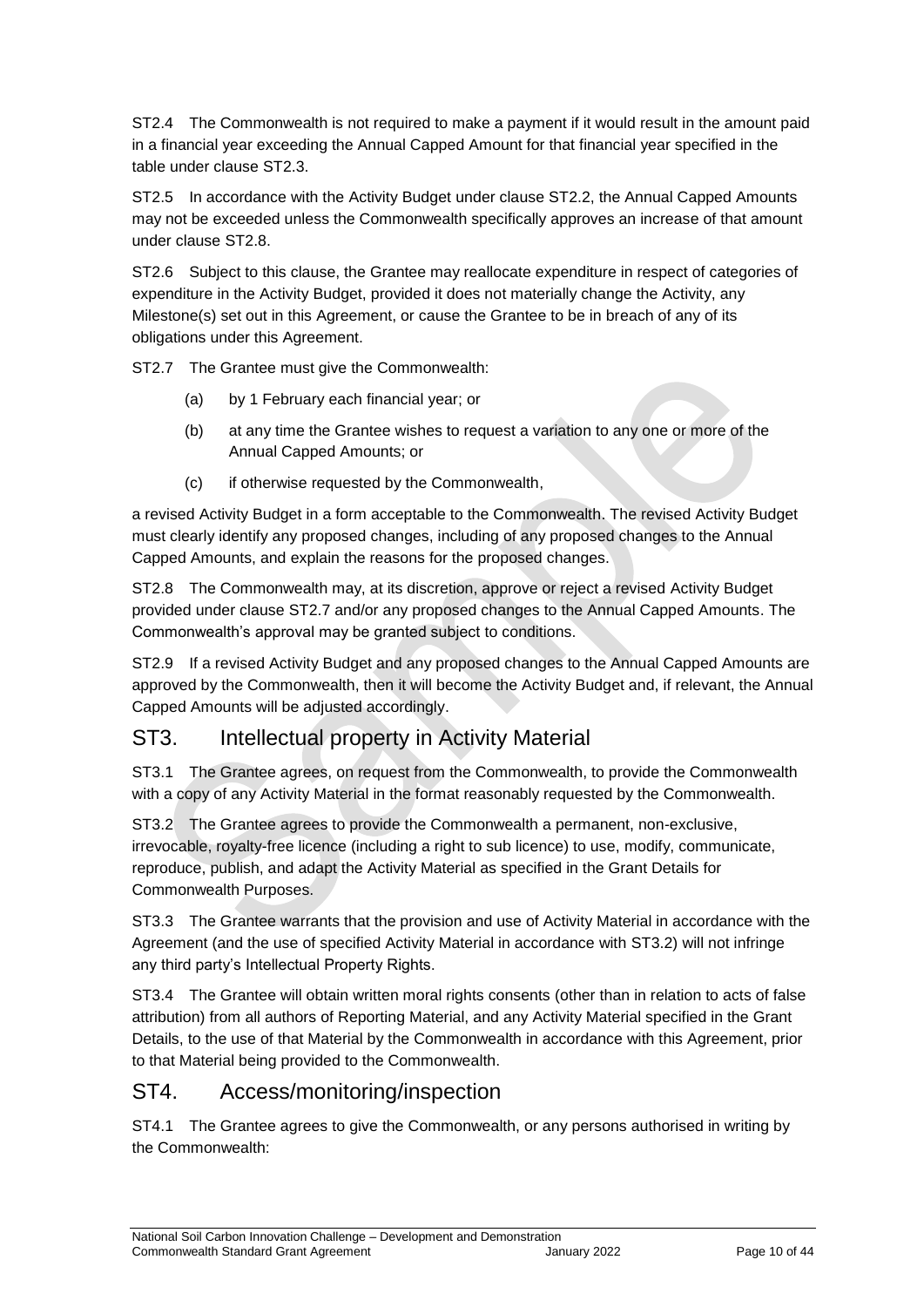ST2.4 The Commonwealth is not required to make a payment if it would result in the amount paid in a financial year exceeding the Annual Capped Amount for that financial year specified in the table under clause ST2.3.

ST2.5 In accordance with the Activity Budget under clause ST2.2, the Annual Capped Amounts may not be exceeded unless the Commonwealth specifically approves an increase of that amount under clause ST2.8.

ST2.6 Subject to this clause, the Grantee may reallocate expenditure in respect of categories of expenditure in the Activity Budget, provided it does not materially change the Activity, any Milestone(s) set out in this Agreement, or cause the Grantee to be in breach of any of its obligations under this Agreement.

ST2.7 The Grantee must give the Commonwealth:

(a) by 1 February each financial year; or

(b) at any time the Grantee wishes to request a variation to any one or more of the Annual Capped Amounts; or

(c) if otherwise requested by the Commonwealth,

a revised Activity Budget in a form acceptable to the Commonwealth. The revised Activity Budget must clearly identify any proposed changes, including of any proposed changes to the Annual Capped Amounts, and explain the reasons for the proposed changes.

ST2.8 The Commonwealth may, at its discretion, approve or reject a revised Activity Budget provided under clause ST2.7 and/or any proposed changes to the Annual Capped Amounts. The Commonwealth's approval may be granted subject to conditions.

ST2.9 If a revised Activity Budget and any proposed changes to the Annual Capped Amounts are approved by the Commonwealth, then it will become the Activity Budget and, if relevant, the Annual Capped Amounts will be adjusted accordingly.

## ST3. Intellectual property in Activity Material

ST3.1 The Grantee agrees, on request from the Commonwealth, to provide the Commonwealth with a copy of any Activity Material in the format reasonably requested by the Commonwealth.

ST3.2 The Grantee agrees to provide the Commonwealth a permanent, non-exclusive, irrevocable, royalty-free licence (including a right to sub licence) to use, modify, communicate, reproduce, publish, and adapt the Activity Material as specified in the Grant Details for Commonwealth Purposes.

ST3.3 The Grantee warrants that the provision and use of Activity Material in accordance with the Agreement (and the use of specified Activity Material in accordance with ST3.2) will not infringe any third party's Intellectual Property Rights.

ST3.4 The Grantee will obtain written moral rights consents (other than in relation to acts of false attribution) from all authors of Reporting Material, and any Activity Material specified in the Grant Details, to the use of that Material by the Commonwealth in accordance with this Agreement, prior to that Material being provided to the Commonwealth.

## ST4. Access/monitoring/inspection

ST4.1 The Grantee agrees to give the Commonwealth, or any persons authorised in writing by the Commonwealth: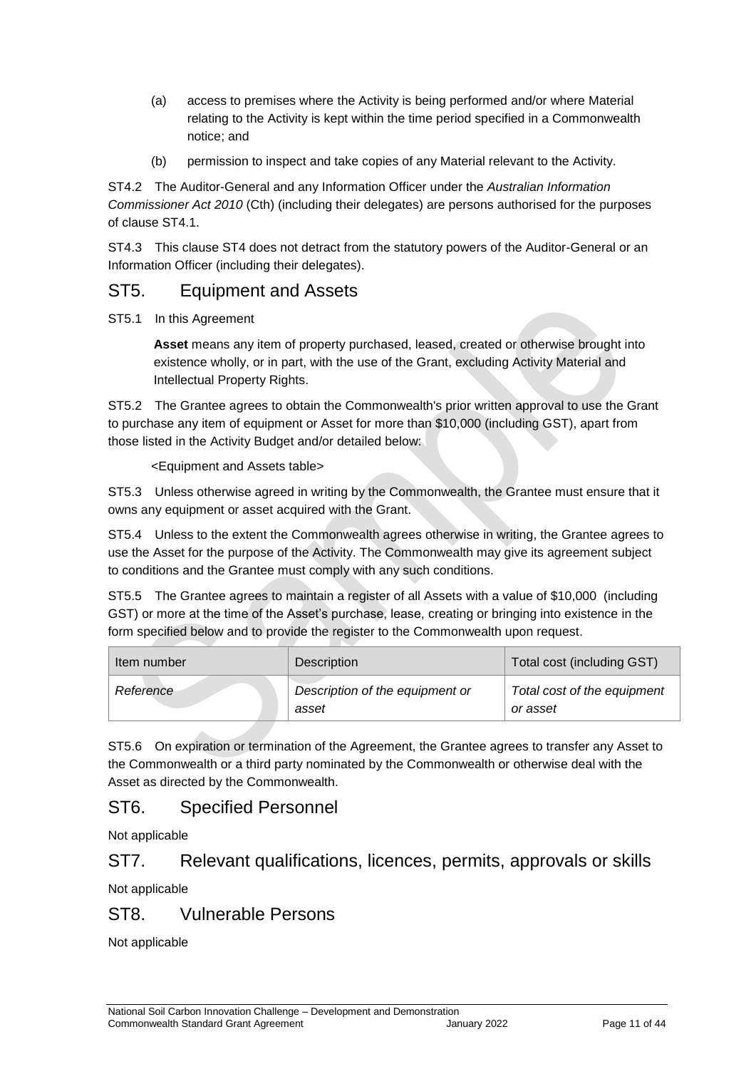(a) access to premises where the Activity is being performed and/or where Material relating to the Activity is kept within the time period specified in a Commonwealth notice; and

(b) permission to inspect and take copies of any Material relevant to the Activity.

ST4.2 The Auditor-General and any Information Officer under the *Australian Information Commissioner Act 2010* (Cth) (including their delegates) are persons authorised for the purposes of clause ST4.1.

ST4.3 This clause ST4 does not detract from the statutory powers of the Auditor-General or an Information Officer (including their delegates).

## ST5. Equipment and Assets

ST5.1 In this Agreement

**Asset** means any item of property purchased, leased, created or otherwise brought into existence wholly, or in part, with the use of the Grant, excluding Activity Material and Intellectual Property Rights.

ST5.2 The Grantee agrees to obtain the Commonwealth's prior written approval to use the Grant to purchase any item of equipment or Asset for more than $10,000 (including GST), apart from those listed in the Activity Budget and/or detailed below:

<Equipment and Assets table>

ST5.3 Unless otherwise agreed in writing by the Commonwealth, the Grantee must ensure that it owns any equipment or asset acquired with the Grant.

ST5.4 Unless to the extent the Commonwealth agrees otherwise in writing, the Grantee agrees to use the Asset for the purpose of the Activity. The Commonwealth may give its agreement subject to conditions and the Grantee must comply with any such conditions.

ST5.5 The Grantee agrees to maintain a register of all Assets with a value of $10,000 (including GST) or more at the time of the Asset's purchase, lease, creating or bringing into existence in the form specified below and to provide the register to the Commonwealth upon request.

| Item number | Description | Total cost (including GST) |
|---|---|---|
| *Reference* | *Description of the equipment or asset* | *Total cost of the equipment or asset* |

ST5.6 On expiration or termination of the Agreement, the Grantee agrees to transfer any Asset to the Commonwealth or a third party nominated by the Commonwealth or otherwise deal with the Asset as directed by the Commonwealth.

## ST6. Specified Personnel

Not applicable

## ST7. Relevant qualifications, licences, permits, approvals or skills

Not applicable

## ST8. Vulnerable Persons

Not applicable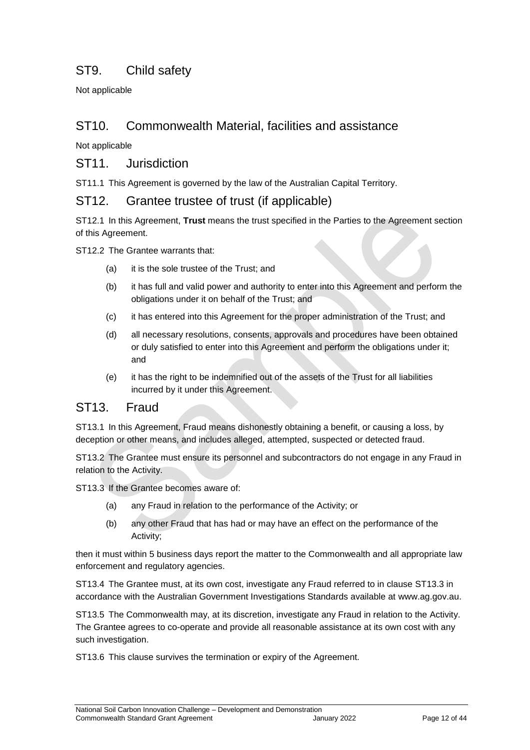## ST9. Child safety

Not applicable

## ST10. Commonwealth Material, facilities and assistance

Not applicable

## ST11. Jurisdiction

ST11.1 This Agreement is governed by the law of the Australian Capital Territory.

## ST12. Grantee trustee of trust (if applicable)

ST12.1 In this Agreement, **Trust** means the trust specified in the Parties to the Agreement section of this Agreement.

ST12.2 The Grantee warrants that:

(a) it is the sole trustee of the Trust; and

(b) it has full and valid power and authority to enter into this Agreement and perform the obligations under it on behalf of the Trust; and

(c) it has entered into this Agreement for the proper administration of the Trust; and

(d) all necessary resolutions, consents, approvals and procedures have been obtained or duly satisfied to enter into this Agreement and perform the obligations under it; and

(e) it has the right to be indemnified out of the assets of the Trust for all liabilities incurred by it under this Agreement.

## ST13. Fraud

ST13.1 In this Agreement, Fraud means dishonestly obtaining a benefit, or causing a loss, by deception or other means, and includes alleged, attempted, suspected or detected fraud.

ST13.2 The Grantee must ensure its personnel and subcontractors do not engage in any Fraud in relation to the Activity.

ST13.3 If the Grantee becomes aware of:

(a) any Fraud in relation to the performance of the Activity; or

(b) any other Fraud that has had or may have an effect on the performance of the Activity;

then it must within 5 business days report the matter to the Commonwealth and all appropriate law enforcement and regulatory agencies.

ST13.4 The Grantee must, at its own cost, investigate any Fraud referred to in clause ST13.3 in accordance with the Australian Government Investigations Standards available at www.ag.gov.au.

ST13.5 The Commonwealth may, at its discretion, investigate any Fraud in relation to the Activity. The Grantee agrees to co-operate and provide all reasonable assistance at its own cost with any such investigation.

ST13.6 This clause survives the termination or expiry of the Agreement.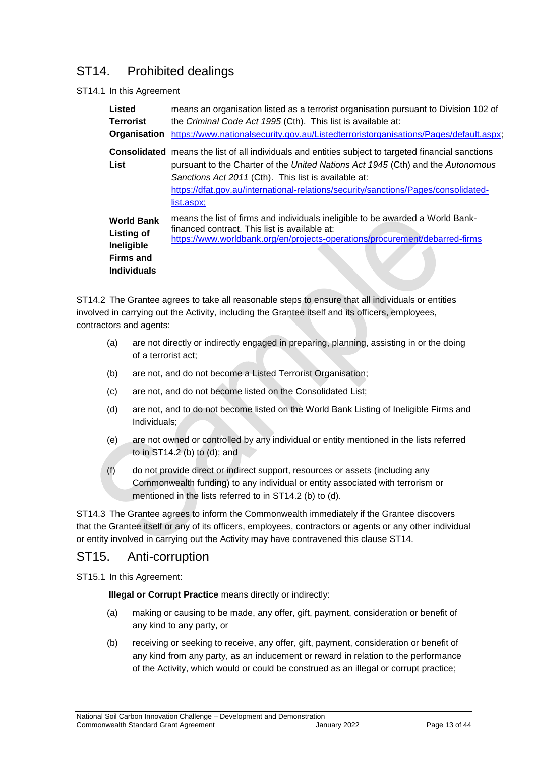## ST14. Prohibited dealings

ST14.1 In this Agreement

| | |
|---|---|
| **Listed Terrorist Organisation** | means an organisation listed as a terrorist organisation pursuant to Division 102 of the *Criminal Code Act 1995* (Cth). This list is available at: https://www.nationalsecurity.gov.au/Listedterroristorganisations/Pages/default.aspx; |
| **Consolidated List** | means the list of all individuals and entities subject to targeted financial sanctions pursuant to the Charter of the *United Nations Act 1945* (Cth) and the *Autonomous Sanctions Act 2011* (Cth). This list is available at: https://dfat.gov.au/international-relations/security/sanctions/Pages/consolidated-list.aspx; |
| **World Bank Listing of Ineligible Firms and Individuals** | means the list of firms and individuals ineligible to be awarded a World Bank-financed contract. This list is available at: https://www.worldbank.org/en/projects-operations/procurement/debarred-firms |

ST14.2 The Grantee agrees to take all reasonable steps to ensure that all individuals or entities involved in carrying out the Activity, including the Grantee itself and its officers, employees, contractors and agents:

(a) are not directly or indirectly engaged in preparing, planning, assisting in or the doing of a terrorist act;

(b) are not, and do not become a Listed Terrorist Organisation;

(c) are not, and do not become listed on the Consolidated List;

(d) are not, and to do not become listed on the World Bank Listing of Ineligible Firms and Individuals;

(e) are not owned or controlled by any individual or entity mentioned in the lists referred to in ST14.2 (b) to (d); and

(f) do not provide direct or indirect support, resources or assets (including any Commonwealth funding) to any individual or entity associated with terrorism or mentioned in the lists referred to in ST14.2 (b) to (d).

ST14.3 The Grantee agrees to inform the Commonwealth immediately if the Grantee discovers that the Grantee itself or any of its officers, employees, contractors or agents or any other individual or entity involved in carrying out the Activity may have contravened this clause ST14.

## ST15. Anti-corruption

ST15.1 In this Agreement:

**Illegal or Corrupt Practice** means directly or indirectly:

(a) making or causing to be made, any offer, gift, payment, consideration or benefit of any kind to any party, or

(b) receiving or seeking to receive, any offer, gift, payment, consideration or benefit of any kind from any party, as an inducement or reward in relation to the performance of the Activity, which would or could be construed as an illegal or corrupt practice;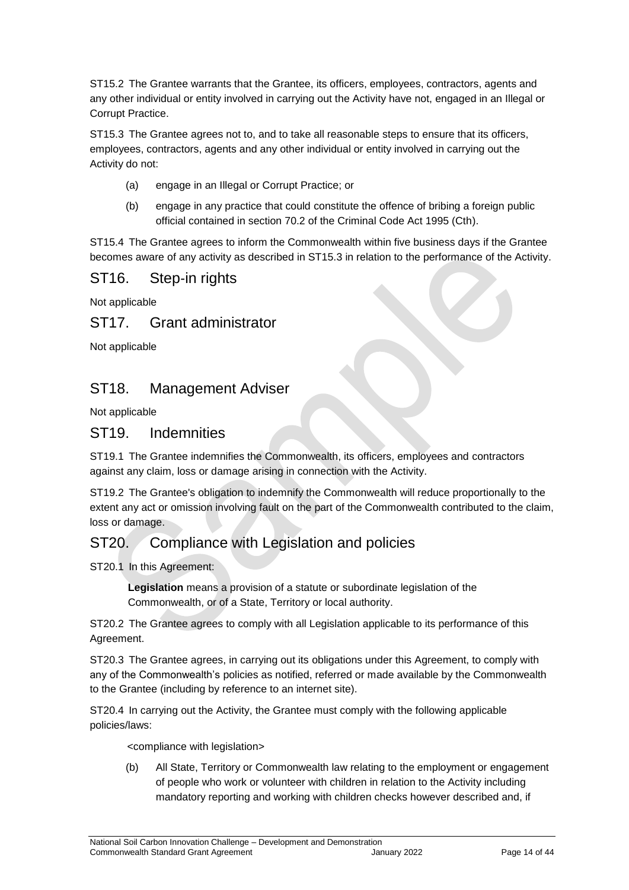ST15.2 The Grantee warrants that the Grantee, its officers, employees, contractors, agents and any other individual or entity involved in carrying out the Activity have not, engaged in an Illegal or Corrupt Practice.

ST15.3 The Grantee agrees not to, and to take all reasonable steps to ensure that its officers, employees, contractors, agents and any other individual or entity involved in carrying out the Activity do not:

(a) engage in an Illegal or Corrupt Practice; or

(b) engage in any practice that could constitute the offence of bribing a foreign public official contained in section 70.2 of the Criminal Code Act 1995 (Cth).

ST15.4 The Grantee agrees to inform the Commonwealth within five business days if the Grantee becomes aware of any activity as described in ST15.3 in relation to the performance of the Activity.

## ST16. Step-in rights

Not applicable

## ST17. Grant administrator

Not applicable

## ST18. Management Adviser

Not applicable

## ST19. Indemnities

ST19.1 The Grantee indemnifies the Commonwealth, its officers, employees and contractors against any claim, loss or damage arising in connection with the Activity.

ST19.2 The Grantee's obligation to indemnify the Commonwealth will reduce proportionally to the extent any act or omission involving fault on the part of the Commonwealth contributed to the claim, loss or damage.

## ST20. Compliance with Legislation and policies

ST20.1 In this Agreement:

**Legislation** means a provision of a statute or subordinate legislation of the Commonwealth, or of a State, Territory or local authority.

ST20.2 The Grantee agrees to comply with all Legislation applicable to its performance of this Agreement.

ST20.3 The Grantee agrees, in carrying out its obligations under this Agreement, to comply with any of the Commonwealth's policies as notified, referred or made available by the Commonwealth to the Grantee (including by reference to an internet site).

ST20.4 In carrying out the Activity, the Grantee must comply with the following applicable policies/laws:

<compliance with legislation>

(b) All State, Territory or Commonwealth law relating to the employment or engagement of people who work or volunteer with children in relation to the Activity including mandatory reporting and working with children checks however described and, if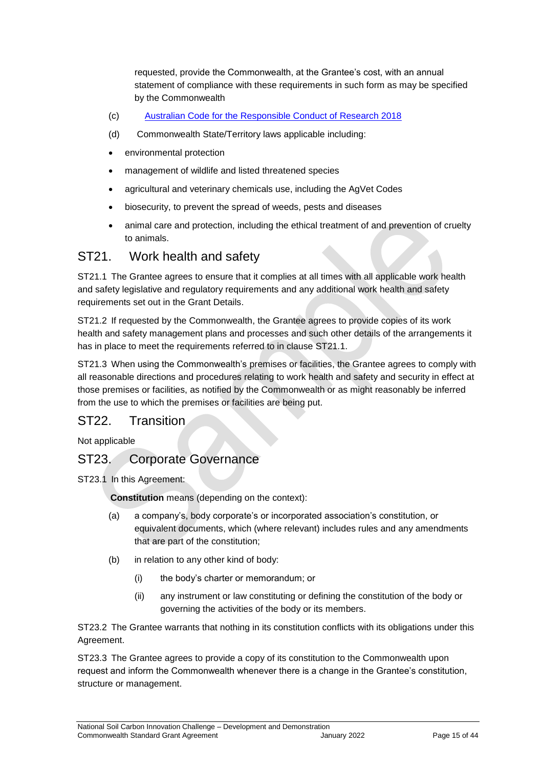requested, provide the Commonwealth, at the Grantee's cost, with an annual statement of compliance with these requirements in such form as may be specified by the Commonwealth

(c) [Australian Code for the Responsible Conduct of Research 2018]

(d) Commonwealth State/Territory laws applicable including:

- environmental protection
- management of wildlife and listed threatened species
- agricultural and veterinary chemicals use, including the AgVet Codes
- biosecurity, to prevent the spread of weeds, pests and diseases
- animal care and protection, including the ethical treatment of and prevention of cruelty to animals.

## ST21. Work health and safety

ST21.1 The Grantee agrees to ensure that it complies at all times with all applicable work health and safety legislative and regulatory requirements and any additional work health and safety requirements set out in the Grant Details.

ST21.2 If requested by the Commonwealth, the Grantee agrees to provide copies of its work health and safety management plans and processes and such other details of the arrangements it has in place to meet the requirements referred to in clause ST21.1.

ST21.3 When using the Commonwealth's premises or facilities, the Grantee agrees to comply with all reasonable directions and procedures relating to work health and safety and security in effect at those premises or facilities, as notified by the Commonwealth or as might reasonably be inferred from the use to which the premises or facilities are being put.

## ST22. Transition

Not applicable

## ST23. Corporate Governance

ST23.1 In this Agreement:

**Constitution** means (depending on the context):

(a) a company's, body corporate's or incorporated association's constitution, or equivalent documents, which (where relevant) includes rules and any amendments that are part of the constitution;

(b) in relation to any other kind of body:

(i) the body's charter or memorandum; or

(ii) any instrument or law constituting or defining the constitution of the body or governing the activities of the body or its members.

ST23.2 The Grantee warrants that nothing in its constitution conflicts with its obligations under this Agreement.

ST23.3 The Grantee agrees to provide a copy of its constitution to the Commonwealth upon request and inform the Commonwealth whenever there is a change in the Grantee's constitution, structure or management.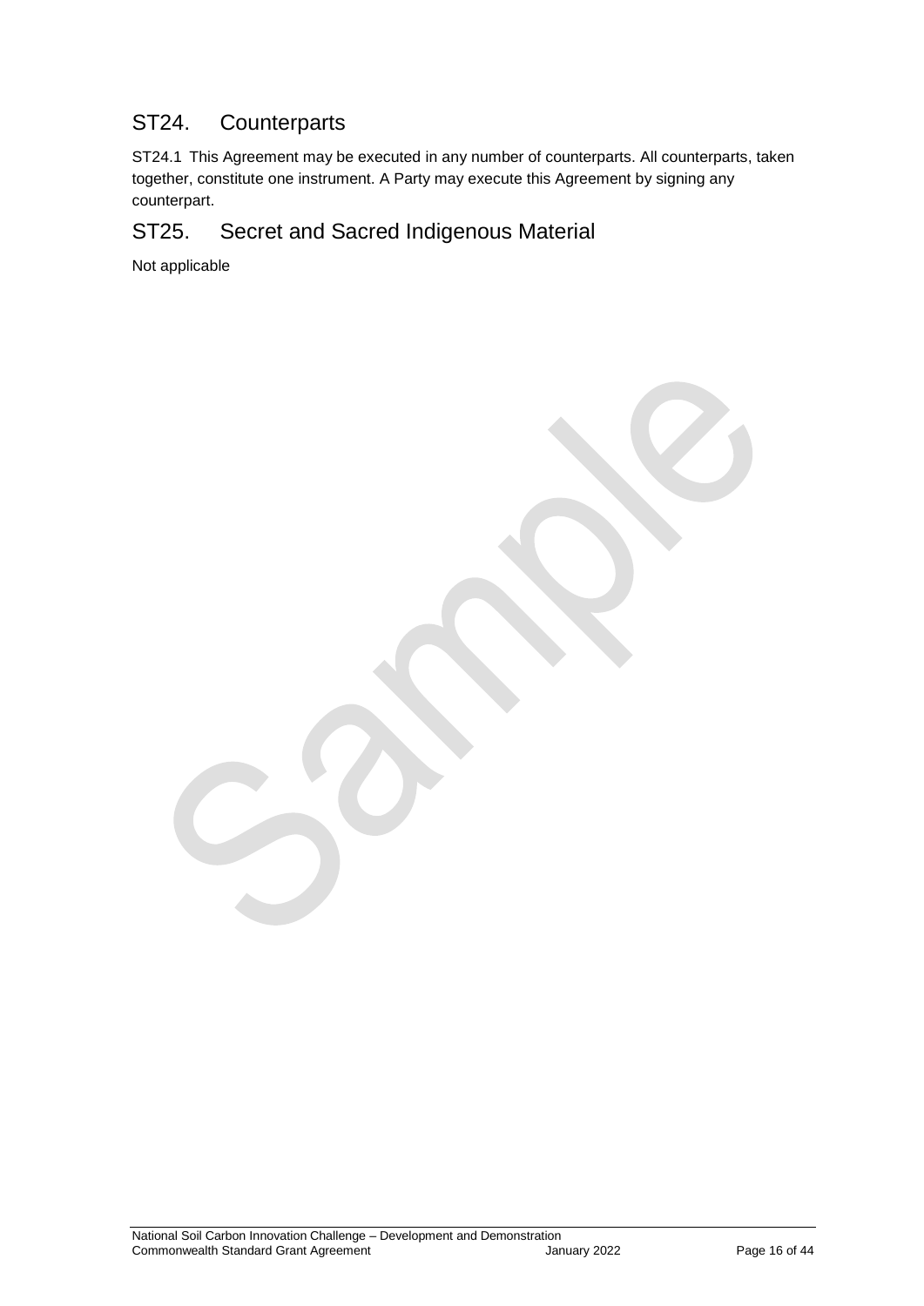## ST24. Counterparts

ST24.1 This Agreement may be executed in any number of counterparts. All counterparts, taken together, constitute one instrument. A Party may execute this Agreement by signing any counterpart.

## ST25. Secret and Sacred Indigenous Material

Not applicable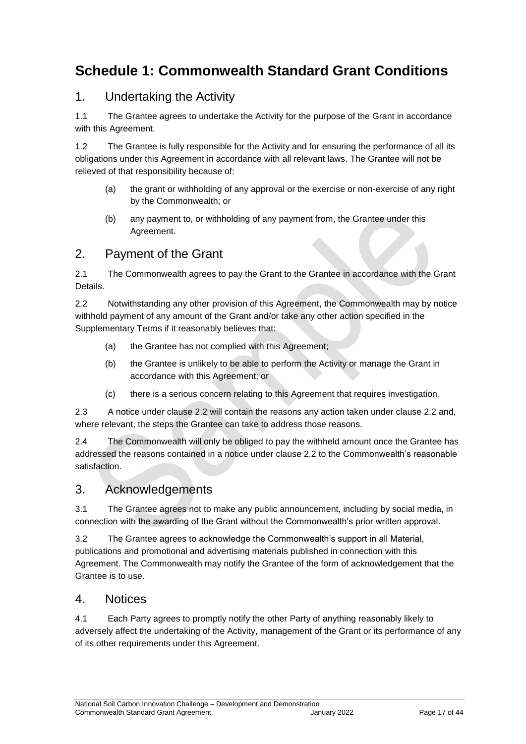# Schedule 1: Commonwealth Standard Grant Conditions

## 1. Undertaking the Activity

1.1 The Grantee agrees to undertake the Activity for the purpose of the Grant in accordance with this Agreement.

1.2 The Grantee is fully responsible for the Activity and for ensuring the performance of all its obligations under this Agreement in accordance with all relevant laws. The Grantee will not be relieved of that responsibility because of:

(a) the grant or withholding of any approval or the exercise or non-exercise of any right by the Commonwealth; or

(b) any payment to, or withholding of any payment from, the Grantee under this Agreement.

## 2. Payment of the Grant

2.1 The Commonwealth agrees to pay the Grant to the Grantee in accordance with the Grant Details.

2.2 Notwithstanding any other provision of this Agreement, the Commonwealth may by notice withhold payment of any amount of the Grant and/or take any other action specified in the Supplementary Terms if it reasonably believes that:

(a) the Grantee has not complied with this Agreement;

(b) the Grantee is unlikely to be able to perform the Activity or manage the Grant in accordance with this Agreement; or

(c) there is a serious concern relating to this Agreement that requires investigation.

2.3 A notice under clause 2.2 will contain the reasons any action taken under clause 2.2 and, where relevant, the steps the Grantee can take to address those reasons.

2.4 The Commonwealth will only be obliged to pay the withheld amount once the Grantee has addressed the reasons contained in a notice under clause 2.2 to the Commonwealth's reasonable satisfaction.

## 3. Acknowledgements

3.1 The Grantee agrees not to make any public announcement, including by social media, in connection with the awarding of the Grant without the Commonwealth's prior written approval.

3.2 The Grantee agrees to acknowledge the Commonwealth's support in all Material, publications and promotional and advertising materials published in connection with this Agreement. The Commonwealth may notify the Grantee of the form of acknowledgement that the Grantee is to use.

## 4. Notices

4.1 Each Party agrees to promptly notify the other Party of anything reasonably likely to adversely affect the undertaking of the Activity, management of the Grant or its performance of any of its other requirements under this Agreement.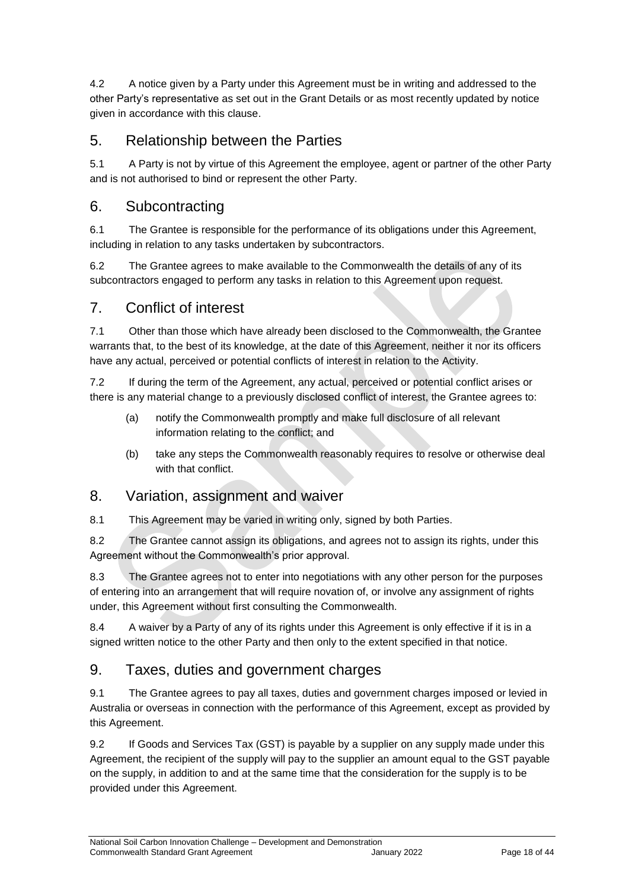4.2 A notice given by a Party under this Agreement must be in writing and addressed to the other Party's representative as set out in the Grant Details or as most recently updated by notice given in accordance with this clause.

## 5. Relationship between the Parties

5.1 A Party is not by virtue of this Agreement the employee, agent or partner of the other Party and is not authorised to bind or represent the other Party.

## 6. Subcontracting

6.1 The Grantee is responsible for the performance of its obligations under this Agreement, including in relation to any tasks undertaken by subcontractors.

6.2 The Grantee agrees to make available to the Commonwealth the details of any of its subcontractors engaged to perform any tasks in relation to this Agreement upon request.

## 7. Conflict of interest

7.1 Other than those which have already been disclosed to the Commonwealth, the Grantee warrants that, to the best of its knowledge, at the date of this Agreement, neither it nor its officers have any actual, perceived or potential conflicts of interest in relation to the Activity.

7.2 If during the term of the Agreement, any actual, perceived or potential conflict arises or there is any material change to a previously disclosed conflict of interest, the Grantee agrees to:

(a) notify the Commonwealth promptly and make full disclosure of all relevant information relating to the conflict; and

(b) take any steps the Commonwealth reasonably requires to resolve or otherwise deal with that conflict.

## 8. Variation, assignment and waiver

8.1 This Agreement may be varied in writing only, signed by both Parties.

8.2 The Grantee cannot assign its obligations, and agrees not to assign its rights, under this Agreement without the Commonwealth's prior approval.

8.3 The Grantee agrees not to enter into negotiations with any other person for the purposes of entering into an arrangement that will require novation of, or involve any assignment of rights under, this Agreement without first consulting the Commonwealth.

8.4 A waiver by a Party of any of its rights under this Agreement is only effective if it is in a signed written notice to the other Party and then only to the extent specified in that notice.

## 9. Taxes, duties and government charges

9.1 The Grantee agrees to pay all taxes, duties and government charges imposed or levied in Australia or overseas in connection with the performance of this Agreement, except as provided by this Agreement.

9.2 If Goods and Services Tax (GST) is payable by a supplier on any supply made under this Agreement, the recipient of the supply will pay to the supplier an amount equal to the GST payable on the supply, in addition to and at the same time that the consideration for the supply is to be provided under this Agreement.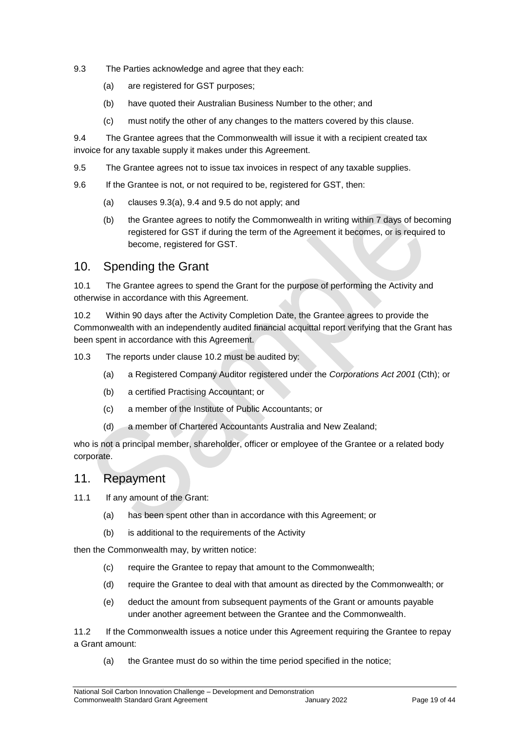9.3 The Parties acknowledge and agree that they each:

(a) are registered for GST purposes;

(b) have quoted their Australian Business Number to the other; and

(c) must notify the other of any changes to the matters covered by this clause.

9.4 The Grantee agrees that the Commonwealth will issue it with a recipient created tax invoice for any taxable supply it makes under this Agreement.

9.5 The Grantee agrees not to issue tax invoices in respect of any taxable supplies.

9.6 If the Grantee is not, or not required to be, registered for GST, then:

(a) clauses 9.3(a), 9.4 and 9.5 do not apply; and

(b) the Grantee agrees to notify the Commonwealth in writing within 7 days of becoming registered for GST if during the term of the Agreement it becomes, or is required to become, registered for GST.

## 10. Spending the Grant

10.1 The Grantee agrees to spend the Grant for the purpose of performing the Activity and otherwise in accordance with this Agreement.

10.2 Within 90 days after the Activity Completion Date, the Grantee agrees to provide the Commonwealth with an independently audited financial acquittal report verifying that the Grant has been spent in accordance with this Agreement.

10.3 The reports under clause 10.2 must be audited by:

(a) a Registered Company Auditor registered under the *Corporations Act 2001* (Cth); or

(b) a certified Practising Accountant; or

(c) a member of the Institute of Public Accountants; or

(d) a member of Chartered Accountants Australia and New Zealand;

who is not a principal member, shareholder, officer or employee of the Grantee or a related body corporate.

## 11. Repayment

11.1 If any amount of the Grant:

(a) has been spent other than in accordance with this Agreement; or

(b) is additional to the requirements of the Activity

then the Commonwealth may, by written notice:

(c) require the Grantee to repay that amount to the Commonwealth;

(d) require the Grantee to deal with that amount as directed by the Commonwealth; or

(e) deduct the amount from subsequent payments of the Grant or amounts payable under another agreement between the Grantee and the Commonwealth.

11.2 If the Commonwealth issues a notice under this Agreement requiring the Grantee to repay a Grant amount:

(a) the Grantee must do so within the time period specified in the notice;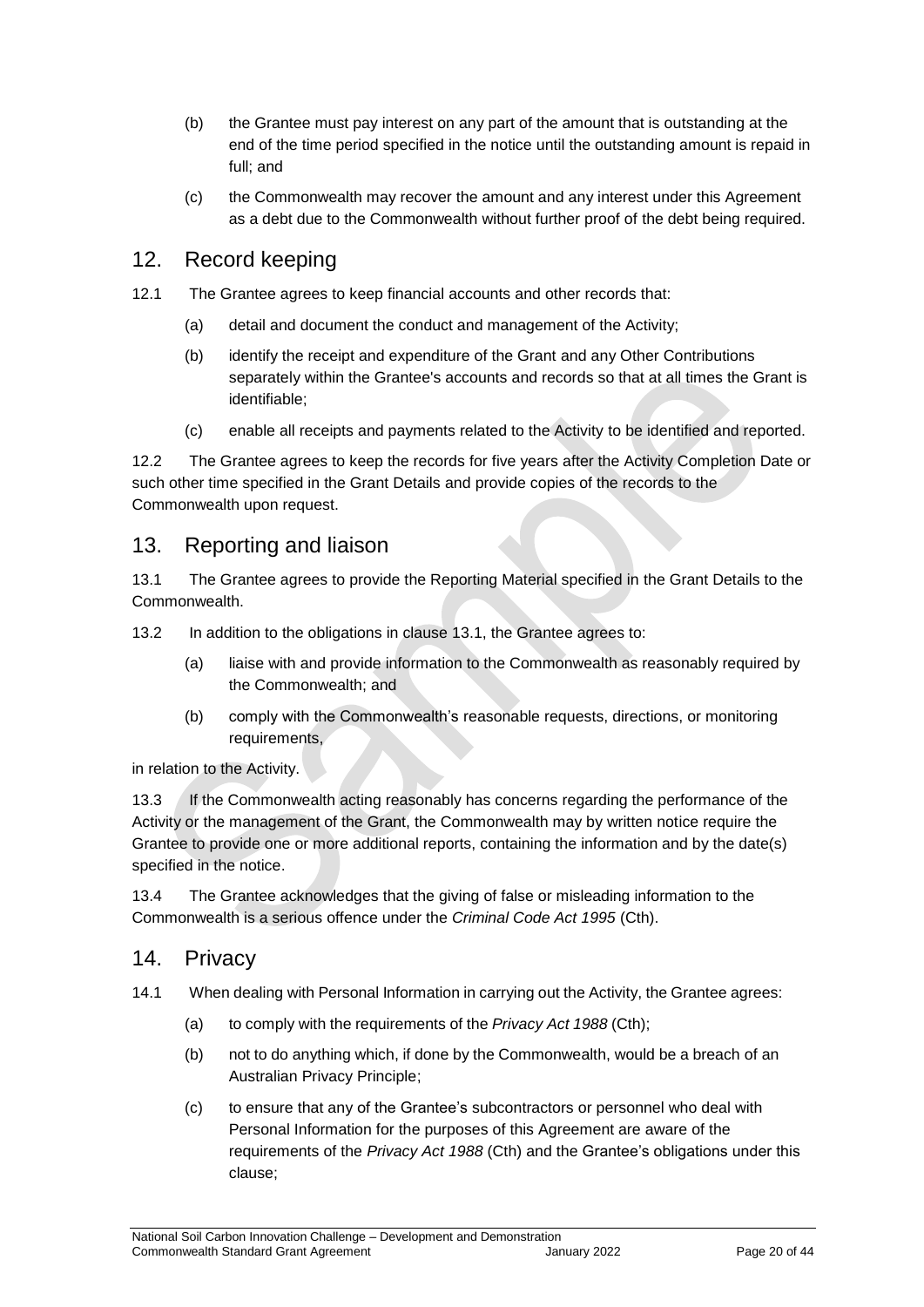(b) the Grantee must pay interest on any part of the amount that is outstanding at the end of the time period specified in the notice until the outstanding amount is repaid in full; and

(c) the Commonwealth may recover the amount and any interest under this Agreement as a debt due to the Commonwealth without further proof of the debt being required.

## 12. Record keeping

12.1 The Grantee agrees to keep financial accounts and other records that:

(a) detail and document the conduct and management of the Activity;

(b) identify the receipt and expenditure of the Grant and any Other Contributions separately within the Grantee's accounts and records so that at all times the Grant is identifiable;

(c) enable all receipts and payments related to the Activity to be identified and reported.

12.2 The Grantee agrees to keep the records for five years after the Activity Completion Date or such other time specified in the Grant Details and provide copies of the records to the Commonwealth upon request.

## 13. Reporting and liaison

13.1 The Grantee agrees to provide the Reporting Material specified in the Grant Details to the Commonwealth.

13.2 In addition to the obligations in clause 13.1, the Grantee agrees to:

(a) liaise with and provide information to the Commonwealth as reasonably required by the Commonwealth; and

(b) comply with the Commonwealth's reasonable requests, directions, or monitoring requirements,

in relation to the Activity.

13.3 If the Commonwealth acting reasonably has concerns regarding the performance of the Activity or the management of the Grant, the Commonwealth may by written notice require the Grantee to provide one or more additional reports, containing the information and by the date(s) specified in the notice.

13.4 The Grantee acknowledges that the giving of false or misleading information to the Commonwealth is a serious offence under the *Criminal Code Act 1995* (Cth).

## 14. Privacy

14.1 When dealing with Personal Information in carrying out the Activity, the Grantee agrees:

(a) to comply with the requirements of the *Privacy Act 1988* (Cth);

(b) not to do anything which, if done by the Commonwealth, would be a breach of an Australian Privacy Principle;

(c) to ensure that any of the Grantee's subcontractors or personnel who deal with Personal Information for the purposes of this Agreement are aware of the requirements of the *Privacy Act 1988* (Cth) and the Grantee's obligations under this clause;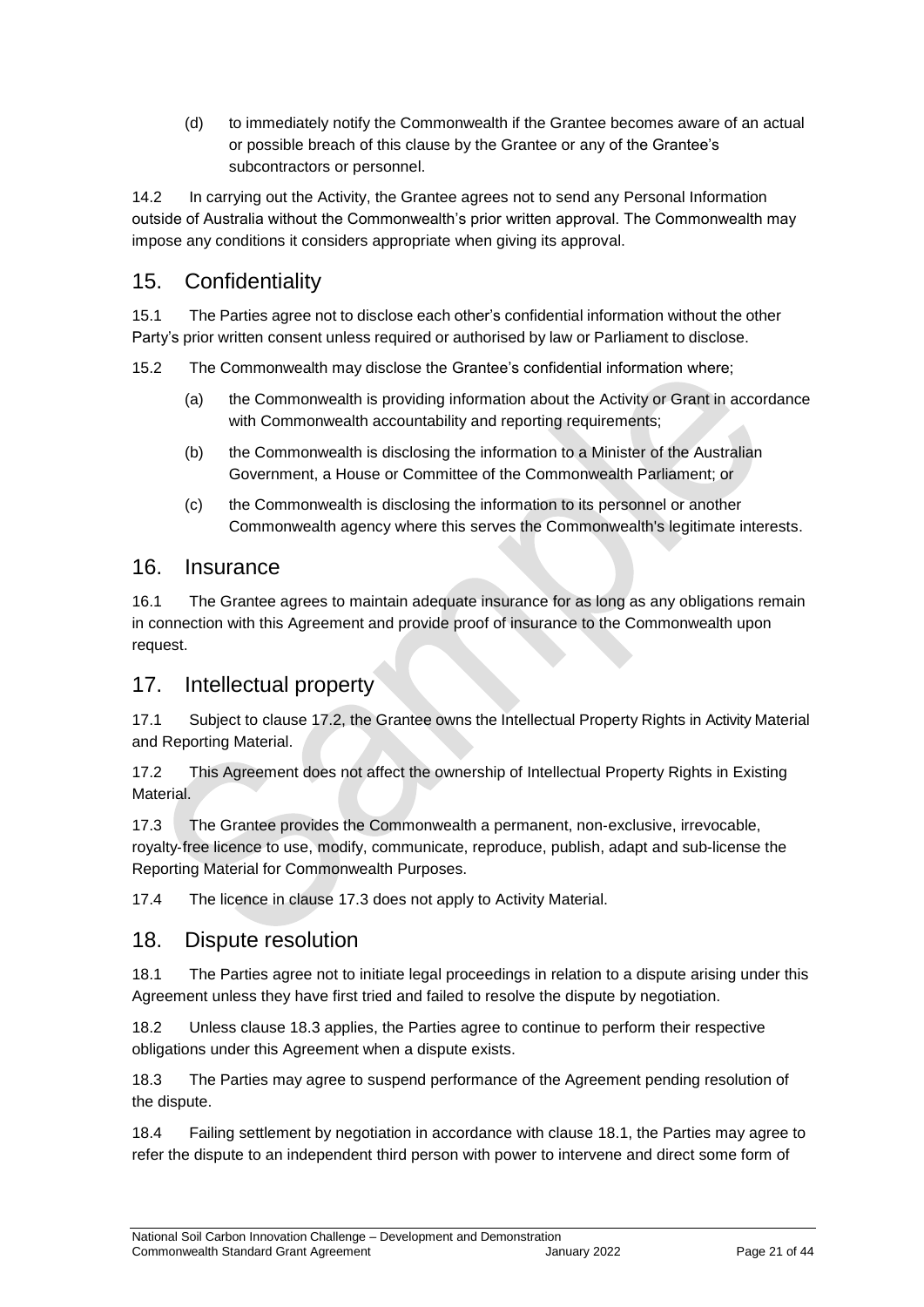(d) to immediately notify the Commonwealth if the Grantee becomes aware of an actual or possible breach of this clause by the Grantee or any of the Grantee's subcontractors or personnel.

14.2 In carrying out the Activity, the Grantee agrees not to send any Personal Information outside of Australia without the Commonwealth's prior written approval. The Commonwealth may impose any conditions it considers appropriate when giving its approval.

## 15. Confidentiality

15.1 The Parties agree not to disclose each other's confidential information without the other Party's prior written consent unless required or authorised by law or Parliament to disclose.

15.2 The Commonwealth may disclose the Grantee's confidential information where;

(a) the Commonwealth is providing information about the Activity or Grant in accordance with Commonwealth accountability and reporting requirements;

(b) the Commonwealth is disclosing the information to a Minister of the Australian Government, a House or Committee of the Commonwealth Parliament; or

(c) the Commonwealth is disclosing the information to its personnel or another Commonwealth agency where this serves the Commonwealth's legitimate interests.

## 16. Insurance

16.1 The Grantee agrees to maintain adequate insurance for as long as any obligations remain in connection with this Agreement and provide proof of insurance to the Commonwealth upon request.

## 17. Intellectual property

17.1 Subject to clause 17.2, the Grantee owns the Intellectual Property Rights in Activity Material and Reporting Material.

17.2 This Agreement does not affect the ownership of Intellectual Property Rights in Existing Material.

17.3 The Grantee provides the Commonwealth a permanent, non-exclusive, irrevocable, royalty-free licence to use, modify, communicate, reproduce, publish, adapt and sub-license the Reporting Material for Commonwealth Purposes.

17.4 The licence in clause 17.3 does not apply to Activity Material.

## 18. Dispute resolution

18.1 The Parties agree not to initiate legal proceedings in relation to a dispute arising under this Agreement unless they have first tried and failed to resolve the dispute by negotiation.

18.2 Unless clause 18.3 applies, the Parties agree to continue to perform their respective obligations under this Agreement when a dispute exists.

18.3 The Parties may agree to suspend performance of the Agreement pending resolution of the dispute.

18.4 Failing settlement by negotiation in accordance with clause 18.1, the Parties may agree to refer the dispute to an independent third person with power to intervene and direct some form of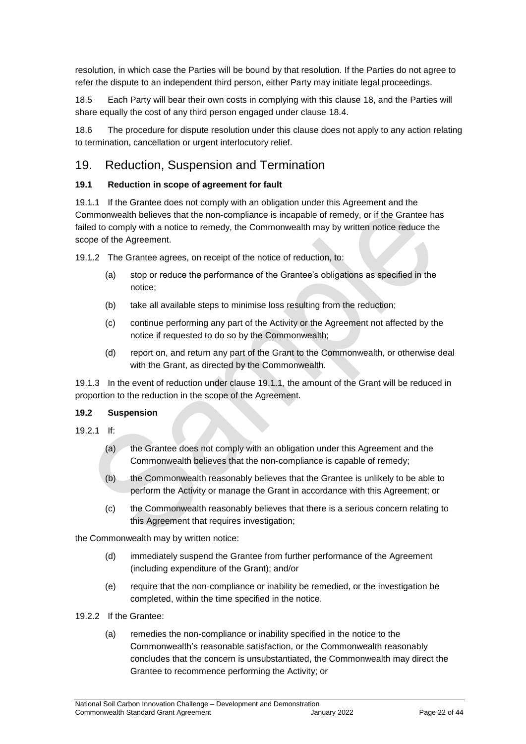resolution, in which case the Parties will be bound by that resolution. If the Parties do not agree to refer the dispute to an independent third person, either Party may initiate legal proceedings.

18.5 Each Party will bear their own costs in complying with this clause 18, and the Parties will share equally the cost of any third person engaged under clause 18.4.

18.6 The procedure for dispute resolution under this clause does not apply to any action relating to termination, cancellation or urgent interlocutory relief.

## 19. Reduction, Suspension and Termination

### 19.1 Reduction in scope of agreement for fault

19.1.1 If the Grantee does not comply with an obligation under this Agreement and the Commonwealth believes that the non-compliance is incapable of remedy, or if the Grantee has failed to comply with a notice to remedy, the Commonwealth may by written notice reduce the scope of the Agreement.

19.1.2 The Grantee agrees, on receipt of the notice of reduction, to:

(a) stop or reduce the performance of the Grantee's obligations as specified in the notice;

(b) take all available steps to minimise loss resulting from the reduction;

(c) continue performing any part of the Activity or the Agreement not affected by the notice if requested to do so by the Commonwealth;

(d) report on, and return any part of the Grant to the Commonwealth, or otherwise deal with the Grant, as directed by the Commonwealth.

19.1.3 In the event of reduction under clause 19.1.1, the amount of the Grant will be reduced in proportion to the reduction in the scope of the Agreement.

### 19.2 Suspension

19.2.1 If:

(a) the Grantee does not comply with an obligation under this Agreement and the Commonwealth believes that the non-compliance is capable of remedy;

(b) the Commonwealth reasonably believes that the Grantee is unlikely to be able to perform the Activity or manage the Grant in accordance with this Agreement; or

(c) the Commonwealth reasonably believes that there is a serious concern relating to this Agreement that requires investigation;

the Commonwealth may by written notice:

(d) immediately suspend the Grantee from further performance of the Agreement (including expenditure of the Grant); and/or

(e) require that the non-compliance or inability be remedied, or the investigation be completed, within the time specified in the notice.

19.2.2 If the Grantee:

(a) remedies the non-compliance or inability specified in the notice to the Commonwealth's reasonable satisfaction, or the Commonwealth reasonably concludes that the concern is unsubstantiated, the Commonwealth may direct the Grantee to recommence performing the Activity; or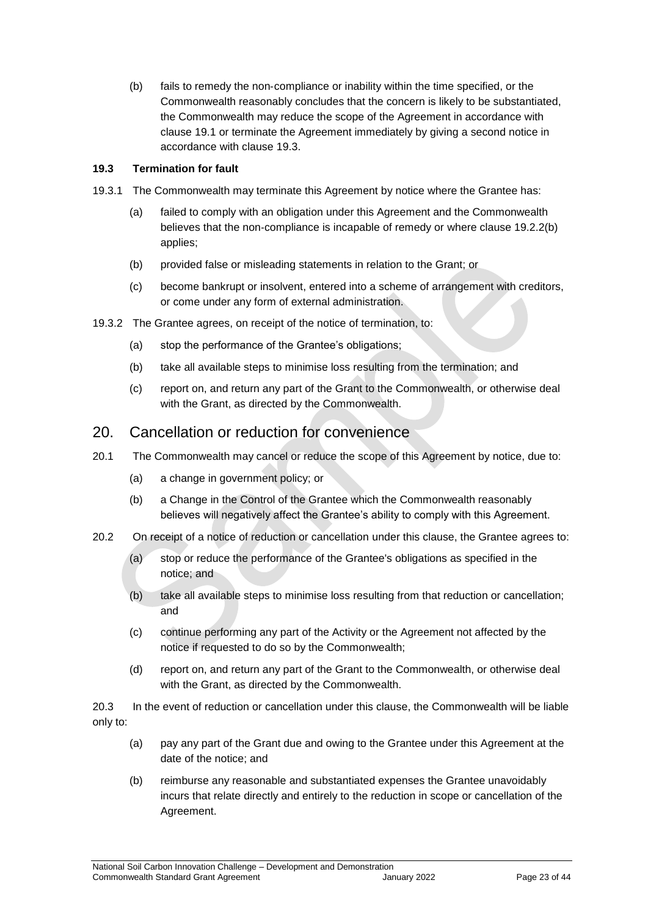(b) fails to remedy the non-compliance or inability within the time specified, or the Commonwealth reasonably concludes that the concern is likely to be substantiated, the Commonwealth may reduce the scope of the Agreement in accordance with clause 19.1 or terminate the Agreement immediately by giving a second notice in accordance with clause 19.3.

### 19.3 Termination for fault

19.3.1 The Commonwealth may terminate this Agreement by notice where the Grantee has:

- (a) failed to comply with an obligation under this Agreement and the Commonwealth believes that the non-compliance is incapable of remedy or where clause 19.2.2(b) applies;
- (b) provided false or misleading statements in relation to the Grant; or
- (c) become bankrupt or insolvent, entered into a scheme of arrangement with creditors, or come under any form of external administration.

19.3.2 The Grantee agrees, on receipt of the notice of termination, to:

- (a) stop the performance of the Grantee's obligations;
- (b) take all available steps to minimise loss resulting from the termination; and
- (c) report on, and return any part of the Grant to the Commonwealth, or otherwise deal with the Grant, as directed by the Commonwealth.

## 20. Cancellation or reduction for convenience

20.1 The Commonwealth may cancel or reduce the scope of this Agreement by notice, due to:

- (a) a change in government policy; or
- (b) a Change in the Control of the Grantee which the Commonwealth reasonably believes will negatively affect the Grantee's ability to comply with this Agreement.

20.2 On receipt of a notice of reduction or cancellation under this clause, the Grantee agrees to:

- (a) stop or reduce the performance of the Grantee's obligations as specified in the notice; and
- (b) take all available steps to minimise loss resulting from that reduction or cancellation; and
- (c) continue performing any part of the Activity or the Agreement not affected by the notice if requested to do so by the Commonwealth;
- (d) report on, and return any part of the Grant to the Commonwealth, or otherwise deal with the Grant, as directed by the Commonwealth.

20.3 In the event of reduction or cancellation under this clause, the Commonwealth will be liable only to:

- (a) pay any part of the Grant due and owing to the Grantee under this Agreement at the date of the notice; and
- (b) reimburse any reasonable and substantiated expenses the Grantee unavoidably incurs that relate directly and entirely to the reduction in scope or cancellation of the Agreement.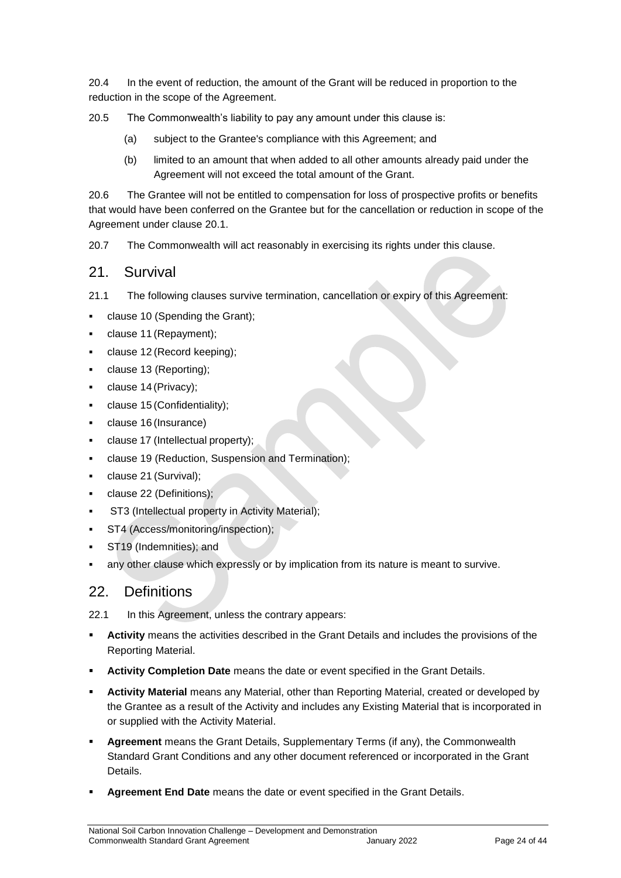20.4 In the event of reduction, the amount of the Grant will be reduced in proportion to the reduction in the scope of the Agreement.

20.5 The Commonwealth's liability to pay any amount under this clause is:

(a) subject to the Grantee's compliance with this Agreement; and

(b) limited to an amount that when added to all other amounts already paid under the Agreement will not exceed the total amount of the Grant.

20.6 The Grantee will not be entitled to compensation for loss of prospective profits or benefits that would have been conferred on the Grantee but for the cancellation or reduction in scope of the Agreement under clause 20.1.

20.7 The Commonwealth will act reasonably in exercising its rights under this clause.

## 21. Survival

21.1 The following clauses survive termination, cancellation or expiry of this Agreement:

- clause 10 (Spending the Grant);
- clause 11 (Repayment);
- clause 12 (Record keeping);
- clause 13 (Reporting);
- clause 14 (Privacy);
- clause 15 (Confidentiality);
- clause 16 (Insurance)
- clause 17 (Intellectual property);
- clause 19 (Reduction, Suspension and Termination);
- clause 21 (Survival);
- clause 22 (Definitions);
- ST3 (Intellectual property in Activity Material);
- ST4 (Access/monitoring/inspection);
- ST19 (Indemnities); and
- any other clause which expressly or by implication from its nature is meant to survive.

## 22. Definitions

22.1 In this Agreement, unless the contrary appears:

- **Activity** means the activities described in the Grant Details and includes the provisions of the Reporting Material.
- **Activity Completion Date** means the date or event specified in the Grant Details.
- **Activity Material** means any Material, other than Reporting Material, created or developed by the Grantee as a result of the Activity and includes any Existing Material that is incorporated in or supplied with the Activity Material.
- **Agreement** means the Grant Details, Supplementary Terms (if any), the Commonwealth Standard Grant Conditions and any other document referenced or incorporated in the Grant Details.
- **Agreement End Date** means the date or event specified in the Grant Details.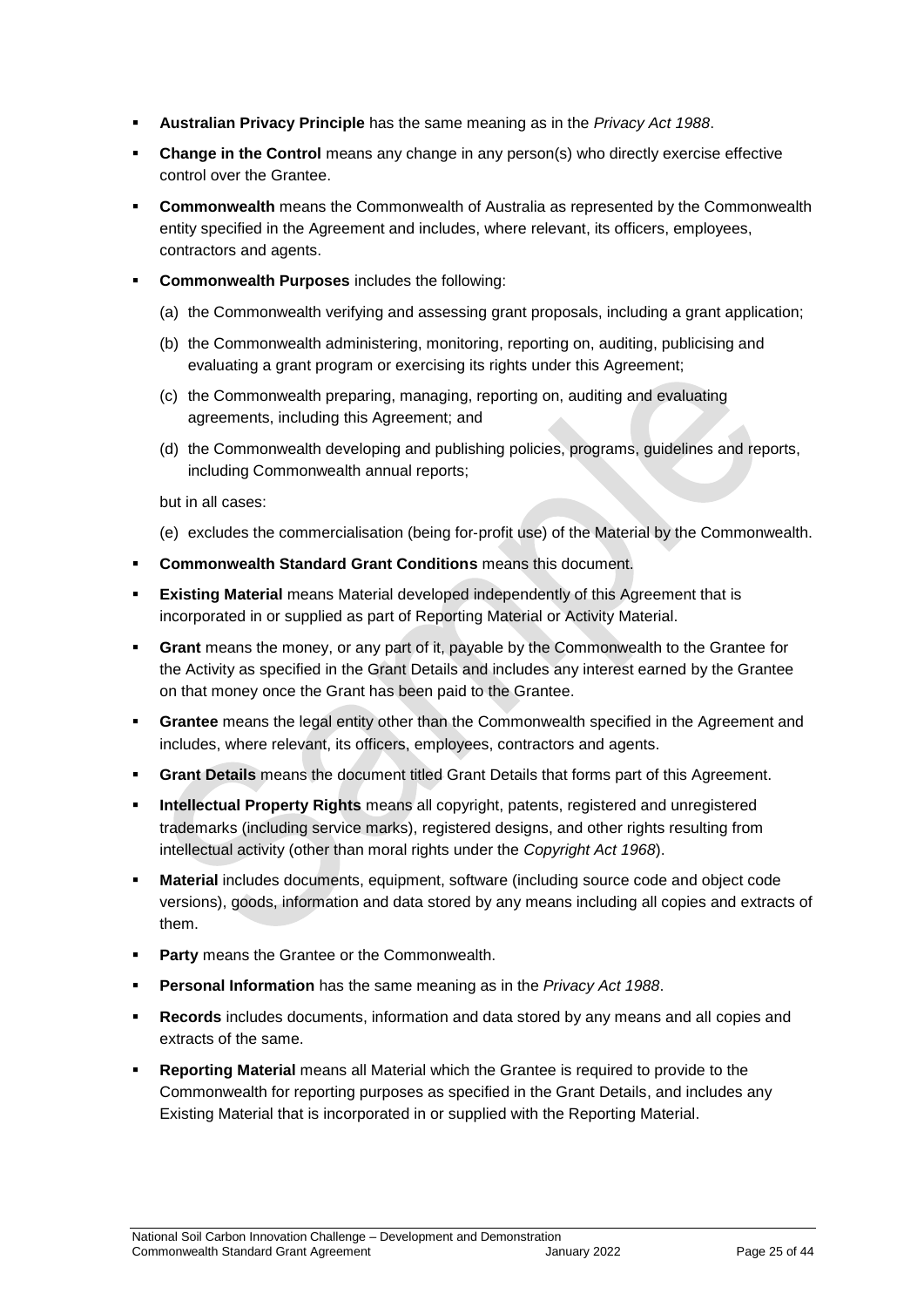- **Australian Privacy Principle** has the same meaning as in the *Privacy Act 1988*.
- **Change in the Control** means any change in any person(s) who directly exercise effective control over the Grantee.
- **Commonwealth** means the Commonwealth of Australia as represented by the Commonwealth entity specified in the Agreement and includes, where relevant, its officers, employees, contractors and agents.
- **Commonwealth Purposes** includes the following:

  (a) the Commonwealth verifying and assessing grant proposals, including a grant application;

  (b) the Commonwealth administering, monitoring, reporting on, auditing, publicising and evaluating a grant program or exercising its rights under this Agreement;

  (c) the Commonwealth preparing, managing, reporting on, auditing and evaluating agreements, including this Agreement; and

  (d) the Commonwealth developing and publishing policies, programs, guidelines and reports, including Commonwealth annual reports;

  but in all cases:

  (e) excludes the commercialisation (being for-profit use) of the Material by the Commonwealth.
- **Commonwealth Standard Grant Conditions** means this document.
- **Existing Material** means Material developed independently of this Agreement that is incorporated in or supplied as part of Reporting Material or Activity Material.
- **Grant** means the money, or any part of it, payable by the Commonwealth to the Grantee for the Activity as specified in the Grant Details and includes any interest earned by the Grantee on that money once the Grant has been paid to the Grantee.
- **Grantee** means the legal entity other than the Commonwealth specified in the Agreement and includes, where relevant, its officers, employees, contractors and agents.
- **Grant Details** means the document titled Grant Details that forms part of this Agreement.
- **Intellectual Property Rights** means all copyright, patents, registered and unregistered trademarks (including service marks), registered designs, and other rights resulting from intellectual activity (other than moral rights under the *Copyright Act 1968*).
- **Material** includes documents, equipment, software (including source code and object code versions), goods, information and data stored by any means including all copies and extracts of them.
- **Party** means the Grantee or the Commonwealth.
- **Personal Information** has the same meaning as in the *Privacy Act 1988*.
- **Records** includes documents, information and data stored by any means and all copies and extracts of the same.
- **Reporting Material** means all Material which the Grantee is required to provide to the Commonwealth for reporting purposes as specified in the Grant Details, and includes any Existing Material that is incorporated in or supplied with the Reporting Material.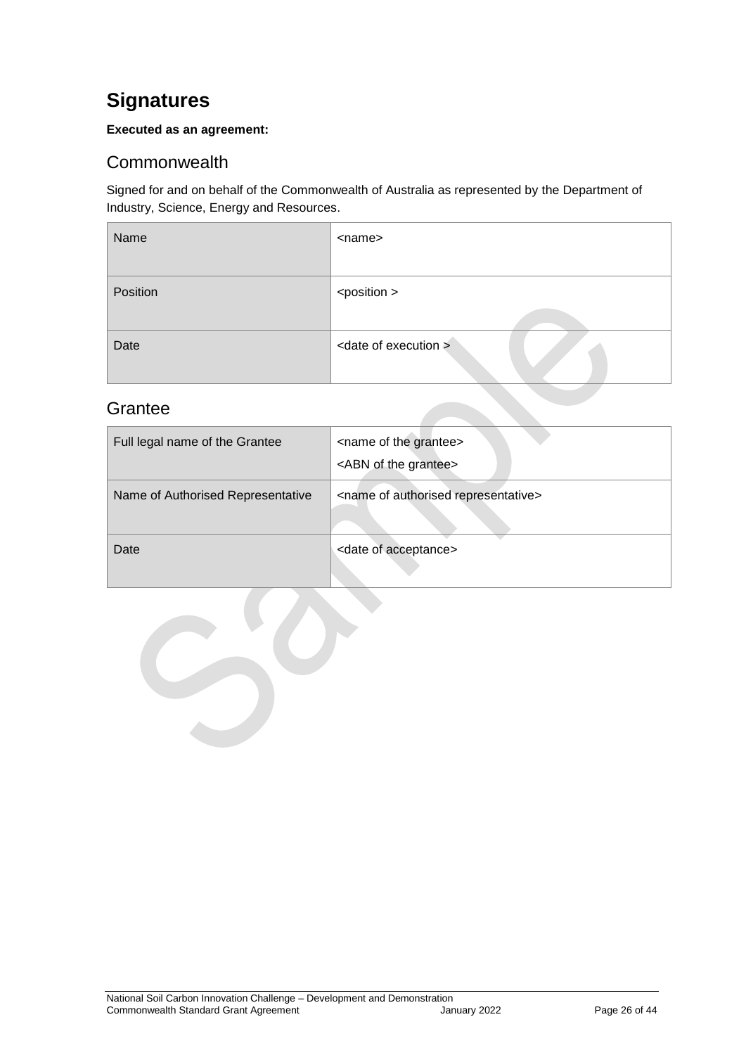# Signatures

**Executed as an agreement:**

## Commonwealth

Signed for and on behalf of the Commonwealth of Australia as represented by the Department of Industry, Science, Energy and Resources.

| Name | <name> |
|---|---|
| Position | <position > |
| Date | <date of execution > |

## Grantee

| Full legal name of the Grantee | <name of the grantee><br><ABN of the grantee> |
|---|---|
| Name of Authorised Representative | <name of authorised representative> |
| Date | <date of acceptance> |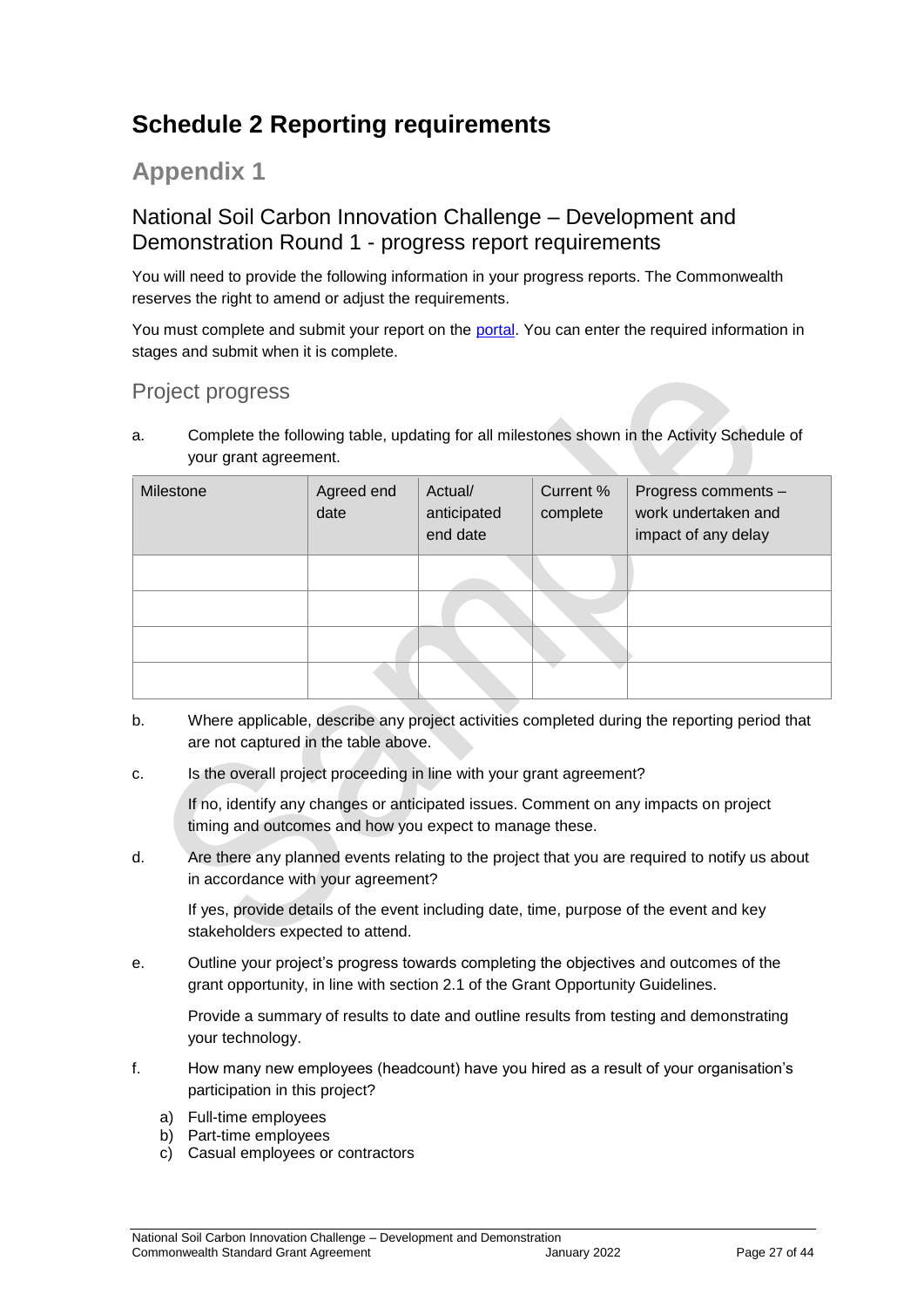# Schedule 2 Reporting requirements

## Appendix 1

### National Soil Carbon Innovation Challenge – Development and Demonstration Round 1 - progress report requirements

You will need to provide the following information in your progress reports. The Commonwealth reserves the right to amend or adjust the requirements.

You must complete and submit your report on the portal. You can enter the required information in stages and submit when it is complete.

### Project progress

a. Complete the following table, updating for all milestones shown in the Activity Schedule of your grant agreement.

| Milestone | Agreed end date | Actual/ anticipated end date | Current % complete | Progress comments – work undertaken and impact of any delay |
|---|---|---|---|---|
| | | | | |
| | | | | |
| | | | | |
| | | | | |

b. Where applicable, describe any project activities completed during the reporting period that are not captured in the table above.

c. Is the overall project proceeding in line with your grant agreement?

   If no, identify any changes or anticipated issues. Comment on any impacts on project timing and outcomes and how you expect to manage these.

d. Are there any planned events relating to the project that you are required to notify us about in accordance with your agreement?

   If yes, provide details of the event including date, time, purpose of the event and key stakeholders expected to attend.

e. Outline your project's progress towards completing the objectives and outcomes of the grant opportunity, in line with section 2.1 of the Grant Opportunity Guidelines.

   Provide a summary of results to date and outline results from testing and demonstrating your technology.

f. How many new employees (headcount) have you hired as a result of your organisation's participation in this project?

   a) Full-time employees
   b) Part-time employees
   c) Casual employees or contractors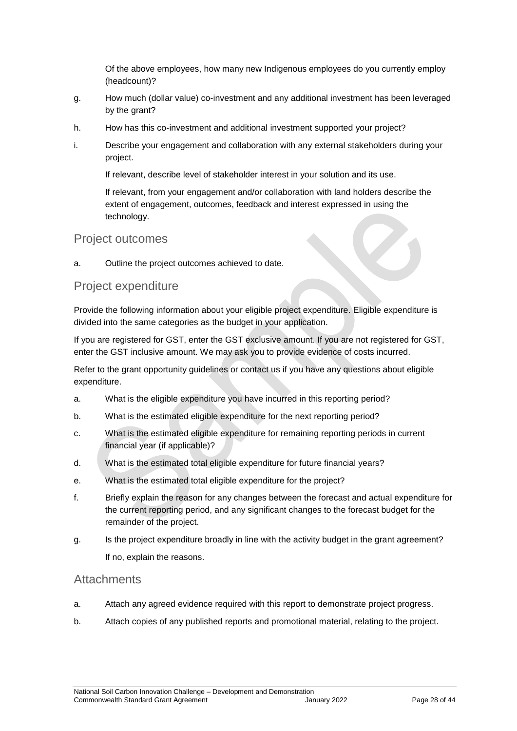Of the above employees, how many new Indigenous employees do you currently employ (headcount)?

g. How much (dollar value) co-investment and any additional investment has been leveraged by the grant?

h. How has this co-investment and additional investment supported your project?

i. Describe your engagement and collaboration with any external stakeholders during your project.

If relevant, describe level of stakeholder interest in your solution and its use.

If relevant, from your engagement and/or collaboration with land holders describe the extent of engagement, outcomes, feedback and interest expressed in using the technology.

## Project outcomes

a. Outline the project outcomes achieved to date.

## Project expenditure

Provide the following information about your eligible project expenditure. Eligible expenditure is divided into the same categories as the budget in your application.

If you are registered for GST, enter the GST exclusive amount. If you are not registered for GST, enter the GST inclusive amount. We may ask you to provide evidence of costs incurred.

Refer to the grant opportunity guidelines or contact us if you have any questions about eligible expenditure.

a. What is the eligible expenditure you have incurred in this reporting period?

b. What is the estimated eligible expenditure for the next reporting period?

c. What is the estimated eligible expenditure for remaining reporting periods in current financial year (if applicable)?

d. What is the estimated total eligible expenditure for future financial years?

e. What is the estimated total eligible expenditure for the project?

f. Briefly explain the reason for any changes between the forecast and actual expenditure for the current reporting period, and any significant changes to the forecast budget for the remainder of the project.

g. Is the project expenditure broadly in line with the activity budget in the grant agreement?

If no, explain the reasons.

## Attachments

a. Attach any agreed evidence required with this report to demonstrate project progress.

b. Attach copies of any published reports and promotional material, relating to the project.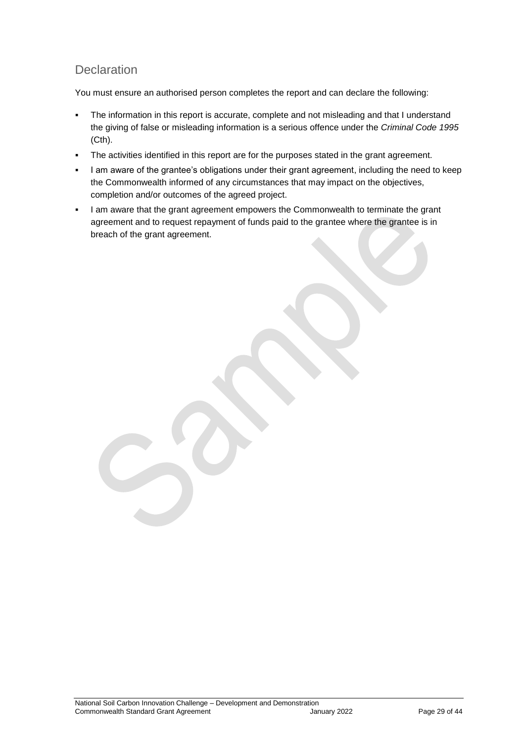## Declaration

You must ensure an authorised person completes the report and can declare the following:

- The information in this report is accurate, complete and not misleading and that I understand the giving of false or misleading information is a serious offence under the *Criminal Code 1995* (Cth).
- The activities identified in this report are for the purposes stated in the grant agreement.
- I am aware of the grantee's obligations under their grant agreement, including the need to keep the Commonwealth informed of any circumstances that may impact on the objectives, completion and/or outcomes of the agreed project.
- I am aware that the grant agreement empowers the Commonwealth to terminate the grant agreement and to request repayment of funds paid to the grantee where the grantee is in breach of the grant agreement.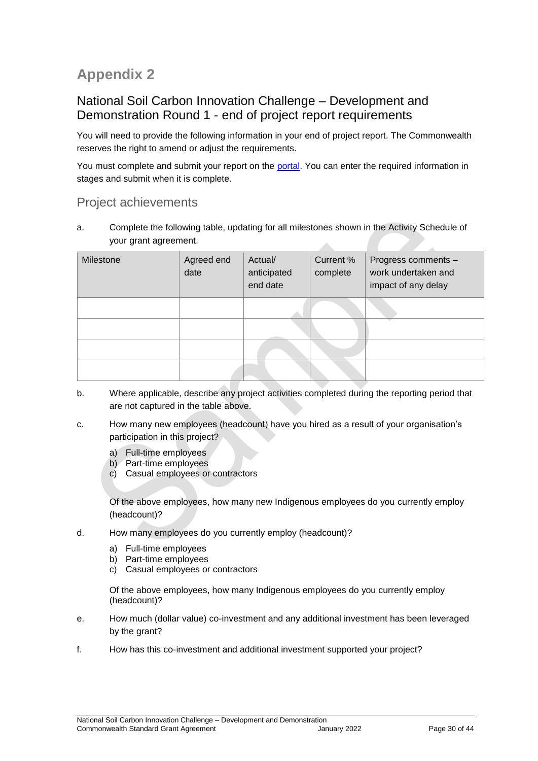# Appendix 2

## National Soil Carbon Innovation Challenge – Development and Demonstration Round 1 - end of project report requirements

You will need to provide the following information in your end of project report. The Commonwealth reserves the right to amend or adjust the requirements.

You must complete and submit your report on the portal. You can enter the required information in stages and submit when it is complete.

### Project achievements

a. Complete the following table, updating for all milestones shown in the Activity Schedule of your grant agreement.

| Milestone | Agreed end date | Actual/ anticipated end date | Current % complete | Progress comments – work undertaken and impact of any delay |
|---|---|---|---|---|
| | | | | |
| | | | | |
| | | | | |
| | | | | |

b. Where applicable, describe any project activities completed during the reporting period that are not captured in the table above.

c. How many new employees (headcount) have you hired as a result of your organisation's participation in this project?

   a) Full-time employees
   b) Part-time employees
   c) Casual employees or contractors

   Of the above employees, how many new Indigenous employees do you currently employ (headcount)?

d. How many employees do you currently employ (headcount)?

   a) Full-time employees
   b) Part-time employees
   c) Casual employees or contractors

   Of the above employees, how many Indigenous employees do you currently employ (headcount)?

e. How much (dollar value) co-investment and any additional investment has been leveraged by the grant?

f. How has this co-investment and additional investment supported your project?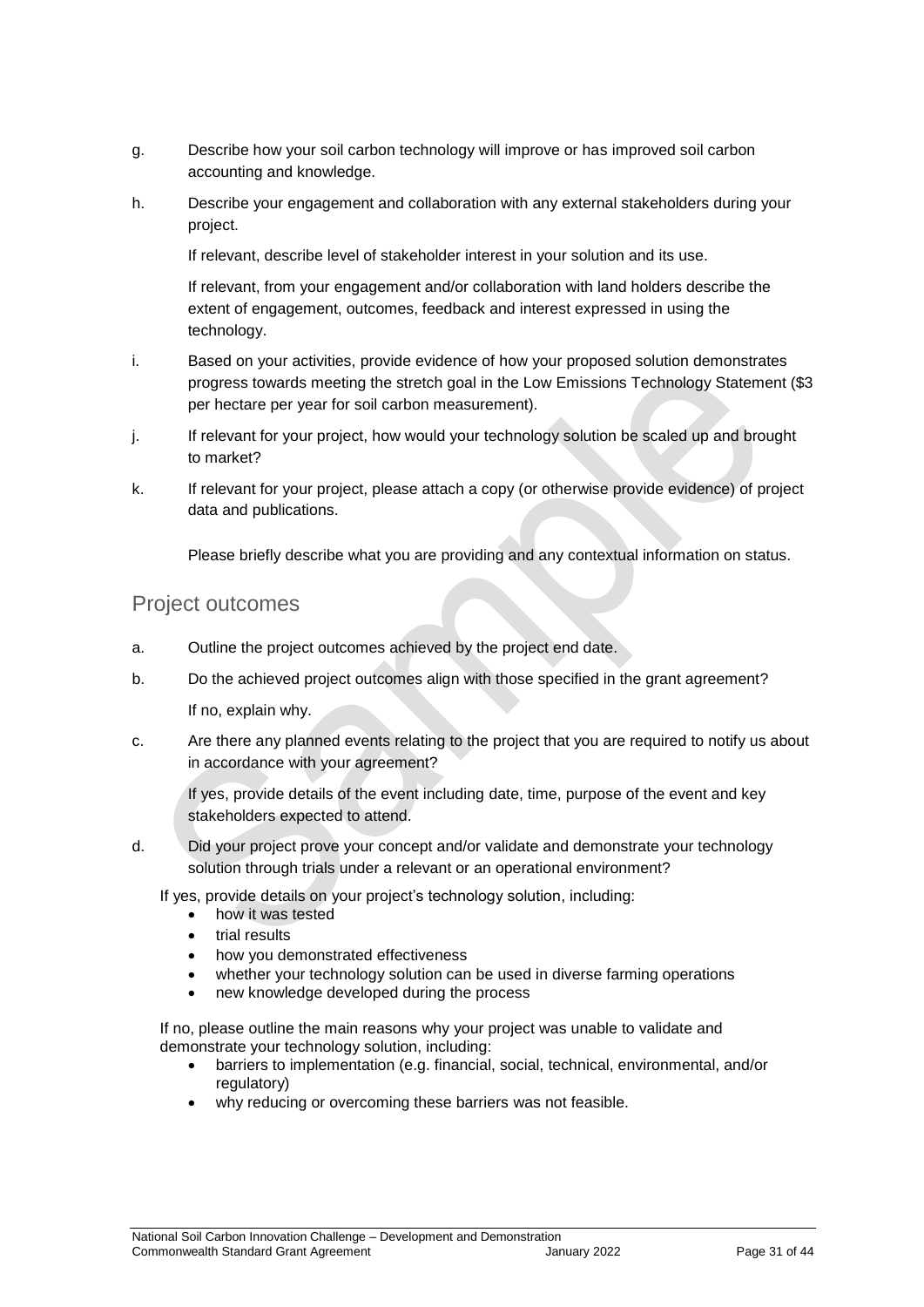g. Describe how your soil carbon technology will improve or has improved soil carbon accounting and knowledge.

h. Describe your engagement and collaboration with any external stakeholders during your project.

   If relevant, describe level of stakeholder interest in your solution and its use.

   If relevant, from your engagement and/or collaboration with land holders describe the extent of engagement, outcomes, feedback and interest expressed in using the technology.

i. Based on your activities, provide evidence of how your proposed solution demonstrates progress towards meeting the stretch goal in the Low Emissions Technology Statement ($3 per hectare per year for soil carbon measurement).

j. If relevant for your project, how would your technology solution be scaled up and brought to market?

k. If relevant for your project, please attach a copy (or otherwise provide evidence) of project data and publications.

   Please briefly describe what you are providing and any contextual information on status.

## Project outcomes

a. Outline the project outcomes achieved by the project end date.

b. Do the achieved project outcomes align with those specified in the grant agreement?

   If no, explain why.

c. Are there any planned events relating to the project that you are required to notify us about in accordance with your agreement?

   If yes, provide details of the event including date, time, purpose of the event and key stakeholders expected to attend.

d. Did your project prove your concept and/or validate and demonstrate your technology solution through trials under a relevant or an operational environment?

   If yes, provide details on your project's technology solution, including:

   - how it was tested
   - trial results
   - how you demonstrated effectiveness
   - whether your technology solution can be used in diverse farming operations
   - new knowledge developed during the process

   If no, please outline the main reasons why your project was unable to validate and demonstrate your technology solution, including:

   - barriers to implementation (e.g. financial, social, technical, environmental, and/or regulatory)
   - why reducing or overcoming these barriers was not feasible.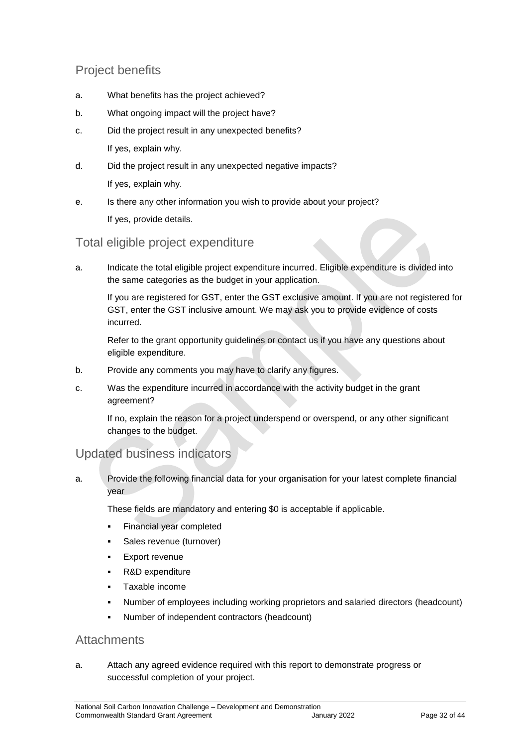## Project benefits

a. What benefits has the project achieved?

b. What ongoing impact will the project have?

c. Did the project result in any unexpected benefits?

   If yes, explain why.

d. Did the project result in any unexpected negative impacts?

   If yes, explain why.

e. Is there any other information you wish to provide about your project?

   If yes, provide details.

## Total eligible project expenditure

a. Indicate the total eligible project expenditure incurred. Eligible expenditure is divided into the same categories as the budget in your application.

   If you are registered for GST, enter the GST exclusive amount. If you are not registered for GST, enter the GST inclusive amount. We may ask you to provide evidence of costs incurred.

   Refer to the grant opportunity guidelines or contact us if you have any questions about eligible expenditure.

b. Provide any comments you may have to clarify any figures.

c. Was the expenditure incurred in accordance with the activity budget in the grant agreement?

   If no, explain the reason for a project underspend or overspend, or any other significant changes to the budget.

## Updated business indicators

a. Provide the following financial data for your organisation for your latest complete financial year

   These fields are mandatory and entering $0 is acceptable if applicable.

   - Financial year completed
   - Sales revenue (turnover)
   - Export revenue
   - R&D expenditure
   - Taxable income
   - Number of employees including working proprietors and salaried directors (headcount)
   - Number of independent contractors (headcount)

## Attachments

a. Attach any agreed evidence required with this report to demonstrate progress or successful completion of your project.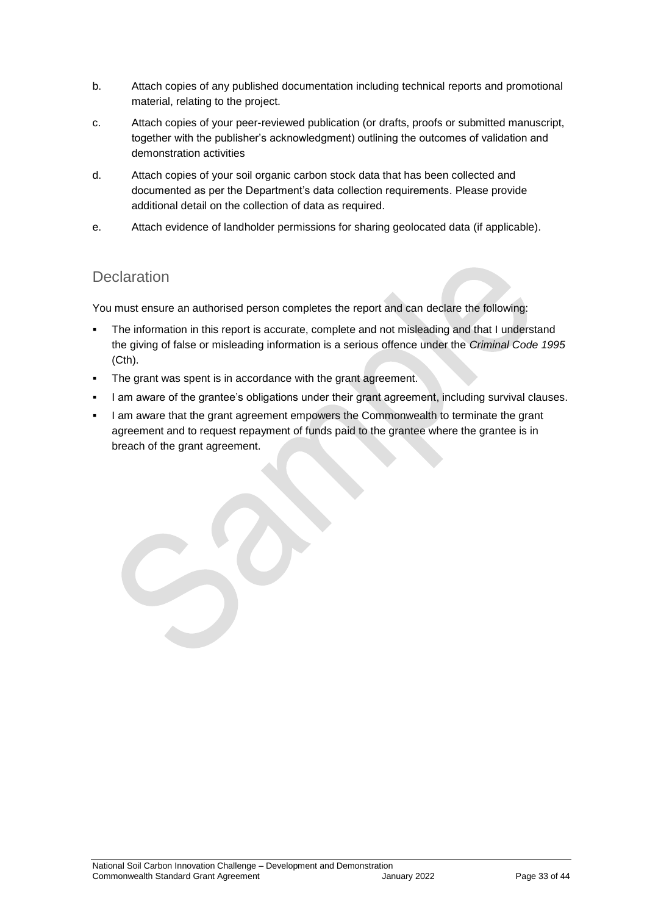b. Attach copies of any published documentation including technical reports and promotional material, relating to the project.

c. Attach copies of your peer-reviewed publication (or drafts, proofs or submitted manuscript, together with the publisher's acknowledgment) outlining the outcomes of validation and demonstration activities

d. Attach copies of your soil organic carbon stock data that has been collected and documented as per the Department's data collection requirements. Please provide additional detail on the collection of data as required.

e. Attach evidence of landholder permissions for sharing geolocated data (if applicable).

## Declaration

You must ensure an authorised person completes the report and can declare the following:

- The information in this report is accurate, complete and not misleading and that I understand the giving of false or misleading information is a serious offence under the *Criminal Code 1995* (Cth).
- The grant was spent is in accordance with the grant agreement.
- I am aware of the grantee's obligations under their grant agreement, including survival clauses.
- I am aware that the grant agreement empowers the Commonwealth to terminate the grant agreement and to request repayment of funds paid to the grantee where the grantee is in breach of the grant agreement.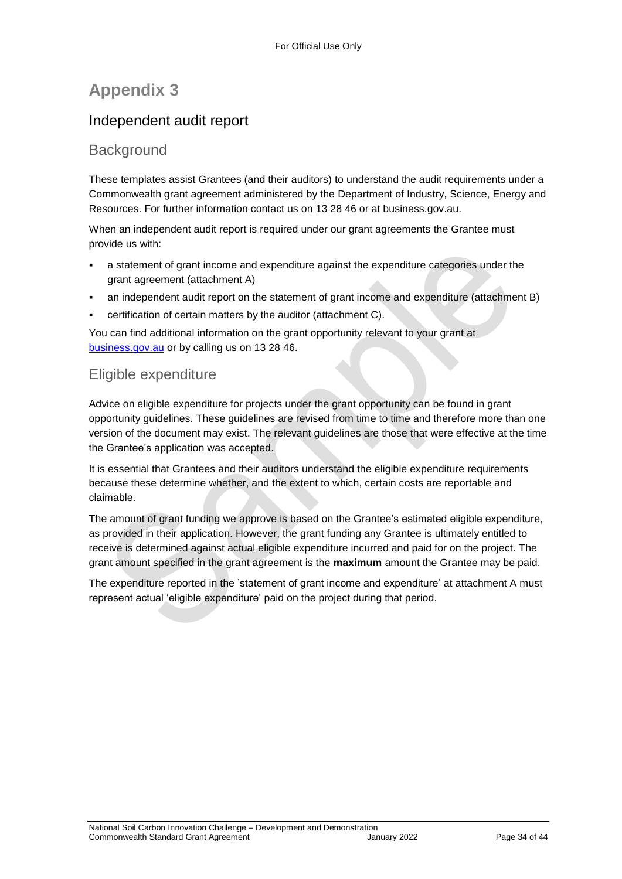# Appendix 3

## Independent audit report

### Background

These templates assist Grantees (and their auditors) to understand the audit requirements under a Commonwealth grant agreement administered by the Department of Industry, Science, Energy and Resources. For further information contact us on 13 28 46 or at business.gov.au.

When an independent audit report is required under our grant agreements the Grantee must provide us with:

- a statement of grant income and expenditure against the expenditure categories under the grant agreement (attachment A)
- an independent audit report on the statement of grant income and expenditure (attachment B)
- certification of certain matters by the auditor (attachment C).

You can find additional information on the grant opportunity relevant to your grant at business.gov.au or by calling us on 13 28 46.

### Eligible expenditure

Advice on eligible expenditure for projects under the grant opportunity can be found in grant opportunity guidelines. These guidelines are revised from time to time and therefore more than one version of the document may exist. The relevant guidelines are those that were effective at the time the Grantee's application was accepted.

It is essential that Grantees and their auditors understand the eligible expenditure requirements because these determine whether, and the extent to which, certain costs are reportable and claimable.

The amount of grant funding we approve is based on the Grantee's estimated eligible expenditure, as provided in their application. However, the grant funding any Grantee is ultimately entitled to receive is determined against actual eligible expenditure incurred and paid for on the project. The grant amount specified in the grant agreement is the **maximum** amount the Grantee may be paid.

The expenditure reported in the 'statement of grant income and expenditure' at attachment A must represent actual 'eligible expenditure' paid on the project during that period.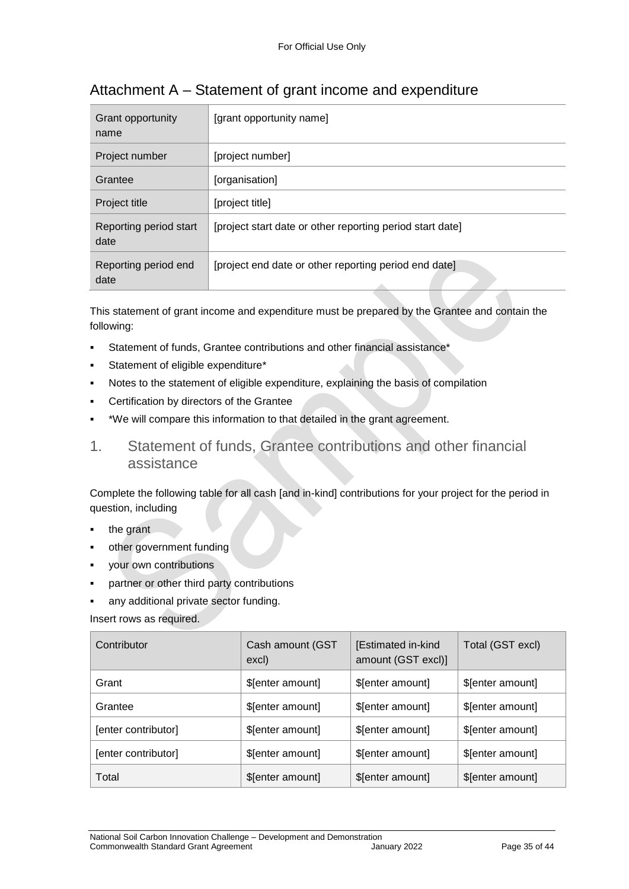# Attachment A – Statement of grant income and expenditure

| Grant opportunity name | [grant opportunity name] |
|---|---|
| Project number | [project number] |
| Grantee | [organisation] |
| Project title | [project title] |
| Reporting period start date | [project start date or other reporting period start date] |
| Reporting period end date | [project end date or other reporting period end date] |

This statement of grant income and expenditure must be prepared by the Grantee and contain the following:

- Statement of funds, Grantee contributions and other financial assistance*
- Statement of eligible expenditure*
- Notes to the statement of eligible expenditure, explaining the basis of compilation
- Certification by directors of the Grantee
- *We will compare this information to that detailed in the grant agreement.

## 1. Statement of funds, Grantee contributions and other financial assistance

Complete the following table for all cash [and in-kind] contributions for your project for the period in question, including

- the grant
- other government funding
- your own contributions
- partner or other third party contributions
- any additional private sector funding.

Insert rows as required.

| Contributor | Cash amount (GST excl) | [Estimated in-kind amount (GST excl)] | Total (GST excl) |
|---|---|---|---|
| Grant | $[enter amount] | $[enter amount] | $[enter amount] |
| Grantee | $[enter amount] | $[enter amount] | $[enter amount] |
| [enter contributor] | $[enter amount] | $[enter amount] | $[enter amount] |
| [enter contributor] | $[enter amount] | $[enter amount] | $[enter amount] |
| Total | $[enter amount] | $[enter amount] | $[enter amount] |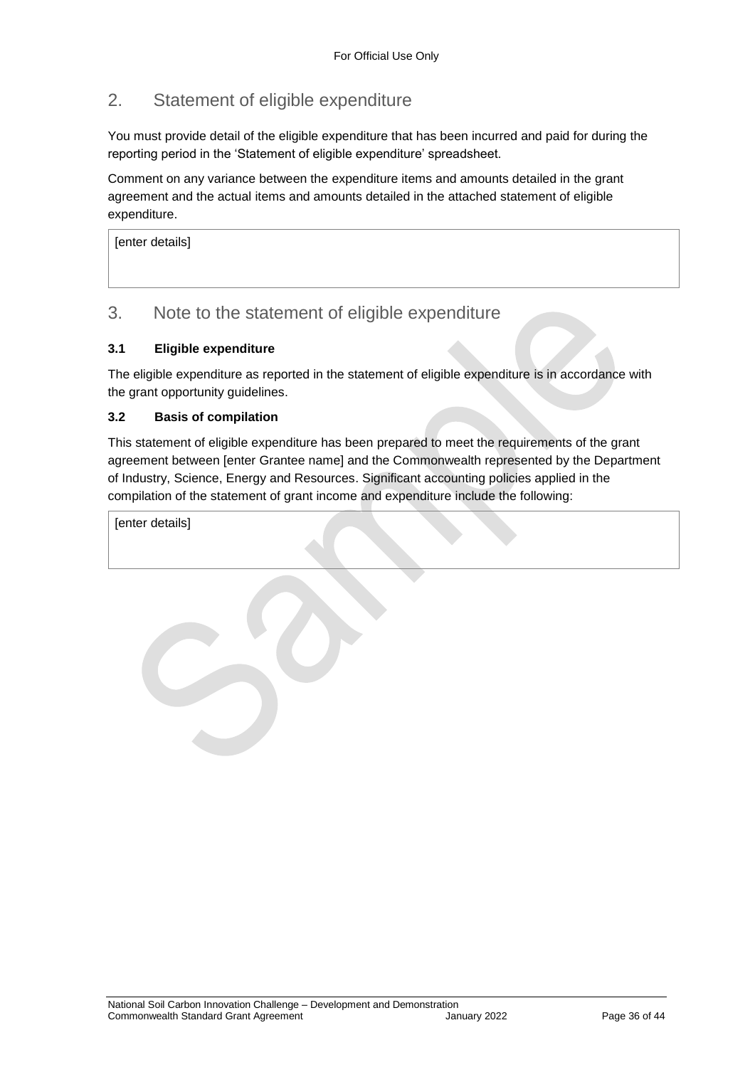## 2. Statement of eligible expenditure

You must provide detail of the eligible expenditure that has been incurred and paid for during the reporting period in the 'Statement of eligible expenditure' spreadsheet.

Comment on any variance between the expenditure items and amounts detailed in the grant agreement and the actual items and amounts detailed in the attached statement of eligible expenditure.

| [enter details] |
|---|

## 3. Note to the statement of eligible expenditure

### 3.1 Eligible expenditure

The eligible expenditure as reported in the statement of eligible expenditure is in accordance with the grant opportunity guidelines.

### 3.2 Basis of compilation

This statement of eligible expenditure has been prepared to meet the requirements of the grant agreement between [enter Grantee name] and the Commonwealth represented by the Department of Industry, Science, Energy and Resources. Significant accounting policies applied in the compilation of the statement of grant income and expenditure include the following:

| [enter details] |
|---|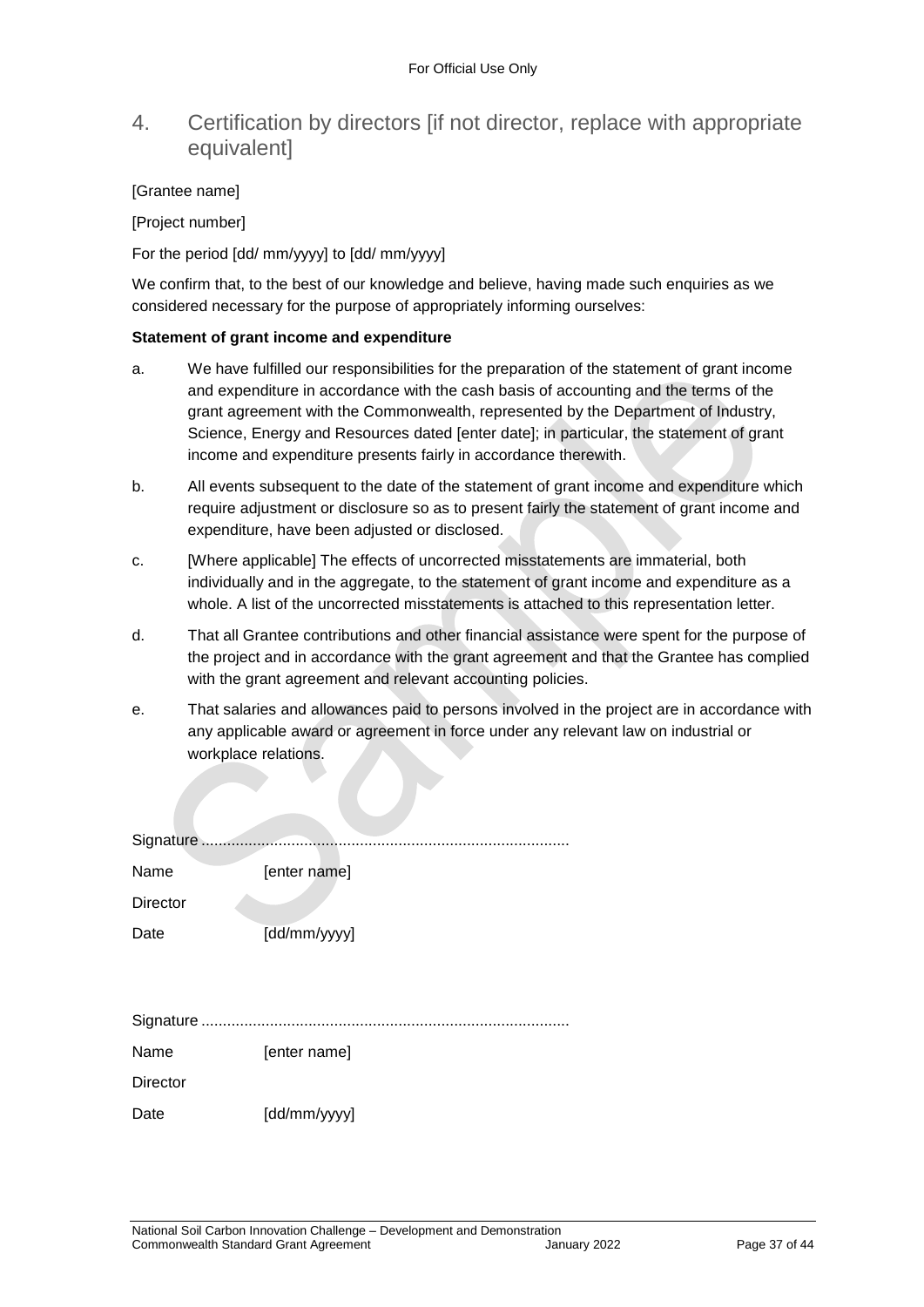## 4. Certification by directors [if not director, replace with appropriate equivalent]

[Grantee name]

[Project number]

For the period [dd/ mm/yyyy] to [dd/ mm/yyyy]

We confirm that, to the best of our knowledge and believe, having made such enquiries as we considered necessary for the purpose of appropriately informing ourselves:

**Statement of grant income and expenditure**

a. We have fulfilled our responsibilities for the preparation of the statement of grant income and expenditure in accordance with the cash basis of accounting and the terms of the grant agreement with the Commonwealth, represented by the Department of Industry, Science, Energy and Resources dated [enter date]; in particular, the statement of grant income and expenditure presents fairly in accordance therewith.

b. All events subsequent to the date of the statement of grant income and expenditure which require adjustment or disclosure so as to present fairly the statement of grant income and expenditure, have been adjusted or disclosed.

c. [Where applicable] The effects of uncorrected misstatements are immaterial, both individually and in the aggregate, to the statement of grant income and expenditure as a whole. A list of the uncorrected misstatements is attached to this representation letter.

d. That all Grantee contributions and other financial assistance were spent for the purpose of the project and in accordance with the grant agreement and that the Grantee has complied with the grant agreement and relevant accounting policies.

e. That salaries and allowances paid to persons involved in the project are in accordance with any applicable award or agreement in force under any relevant law on industrial or workplace relations.

Signature .....................................................................................

Name [enter name]

Director

Date [dd/mm/yyyy]

Signature .....................................................................................

Name [enter name]

Director

Date [dd/mm/yyyy]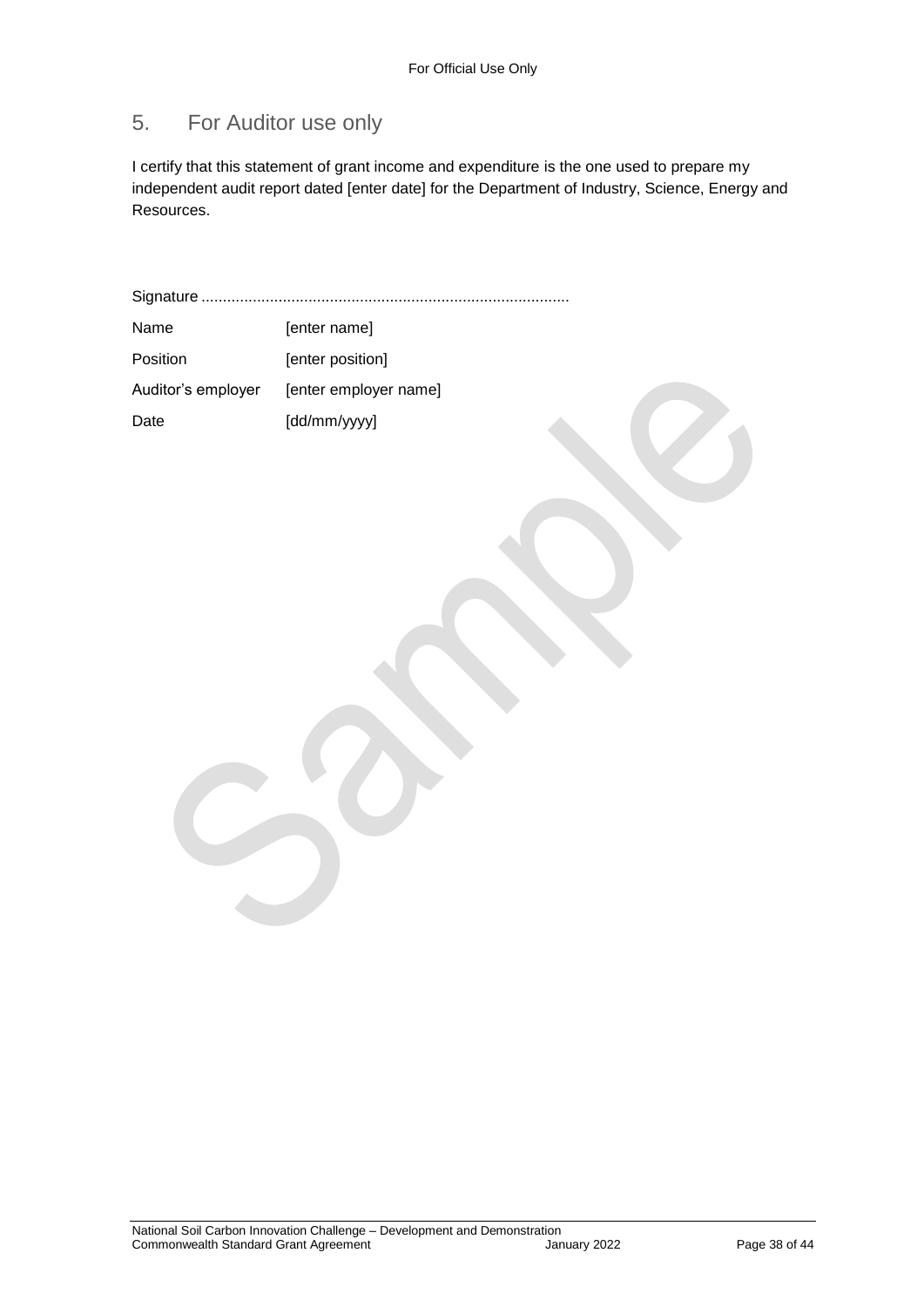## 5. For Auditor use only

I certify that this statement of grant income and expenditure is the one used to prepare my independent audit report dated [enter date] for the Department of Industry, Science, Energy and Resources.

Signature ......................................................................................

| | |
|---|---|
| Name | [enter name] |
| Position | [enter position] |
| Auditor's employer | [enter employer name] |
| Date | [dd/mm/yyyy] |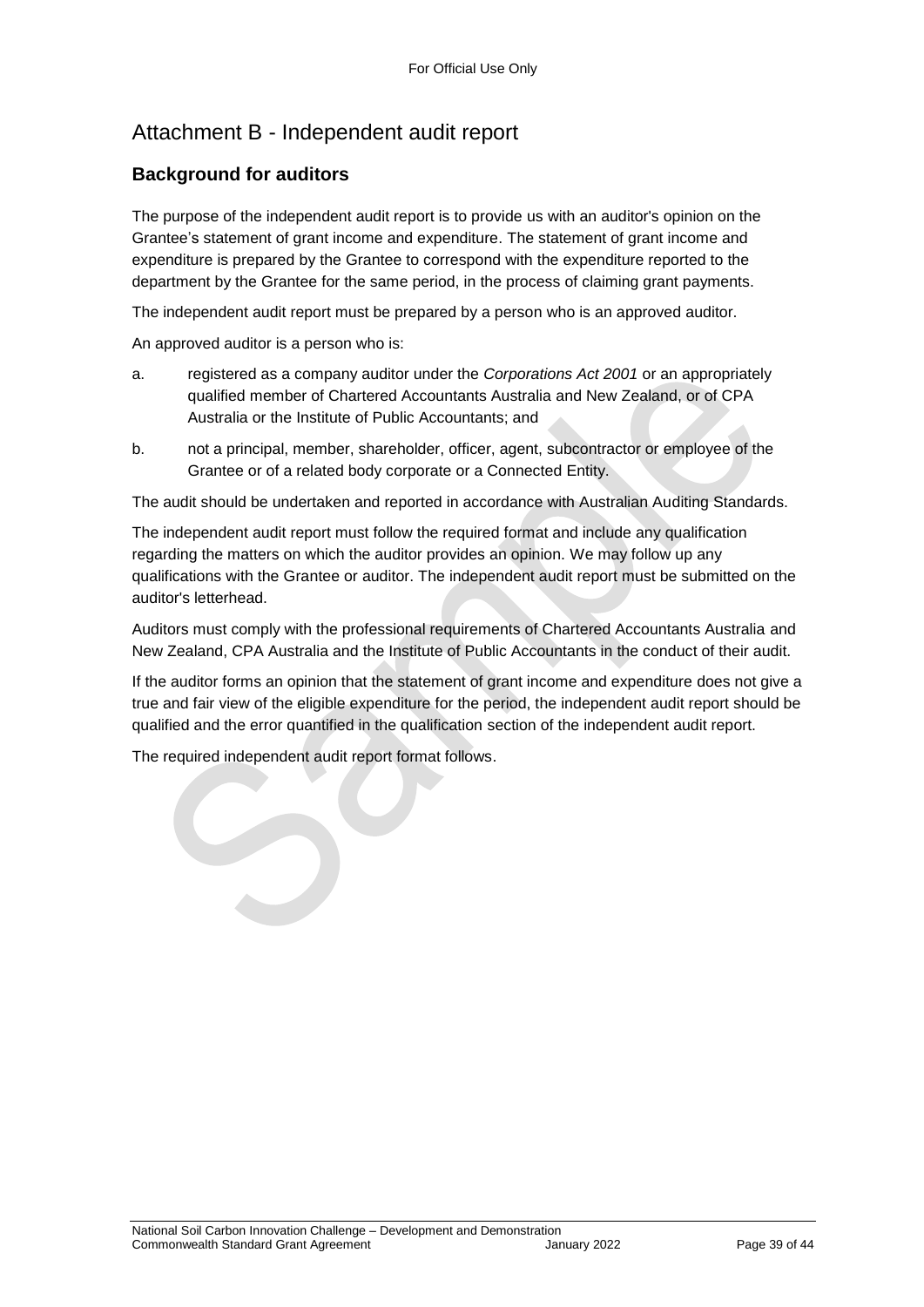# Attachment B - Independent audit report

## Background for auditors

The purpose of the independent audit report is to provide us with an auditor's opinion on the Grantee's statement of grant income and expenditure. The statement of grant income and expenditure is prepared by the Grantee to correspond with the expenditure reported to the department by the Grantee for the same period, in the process of claiming grant payments.

The independent audit report must be prepared by a person who is an approved auditor.

An approved auditor is a person who is:

a. registered as a company auditor under the *Corporations Act 2001* or an appropriately qualified member of Chartered Accountants Australia and New Zealand, or of CPA Australia or the Institute of Public Accountants; and

b. not a principal, member, shareholder, officer, agent, subcontractor or employee of the Grantee or of a related body corporate or a Connected Entity.

The audit should be undertaken and reported in accordance with Australian Auditing Standards.

The independent audit report must follow the required format and include any qualification regarding the matters on which the auditor provides an opinion. We may follow up any qualifications with the Grantee or auditor. The independent audit report must be submitted on the auditor's letterhead.

Auditors must comply with the professional requirements of Chartered Accountants Australia and New Zealand, CPA Australia and the Institute of Public Accountants in the conduct of their audit.

If the auditor forms an opinion that the statement of grant income and expenditure does not give a true and fair view of the eligible expenditure for the period, the independent audit report should be qualified and the error quantified in the qualification section of the independent audit report.

The required independent audit report format follows.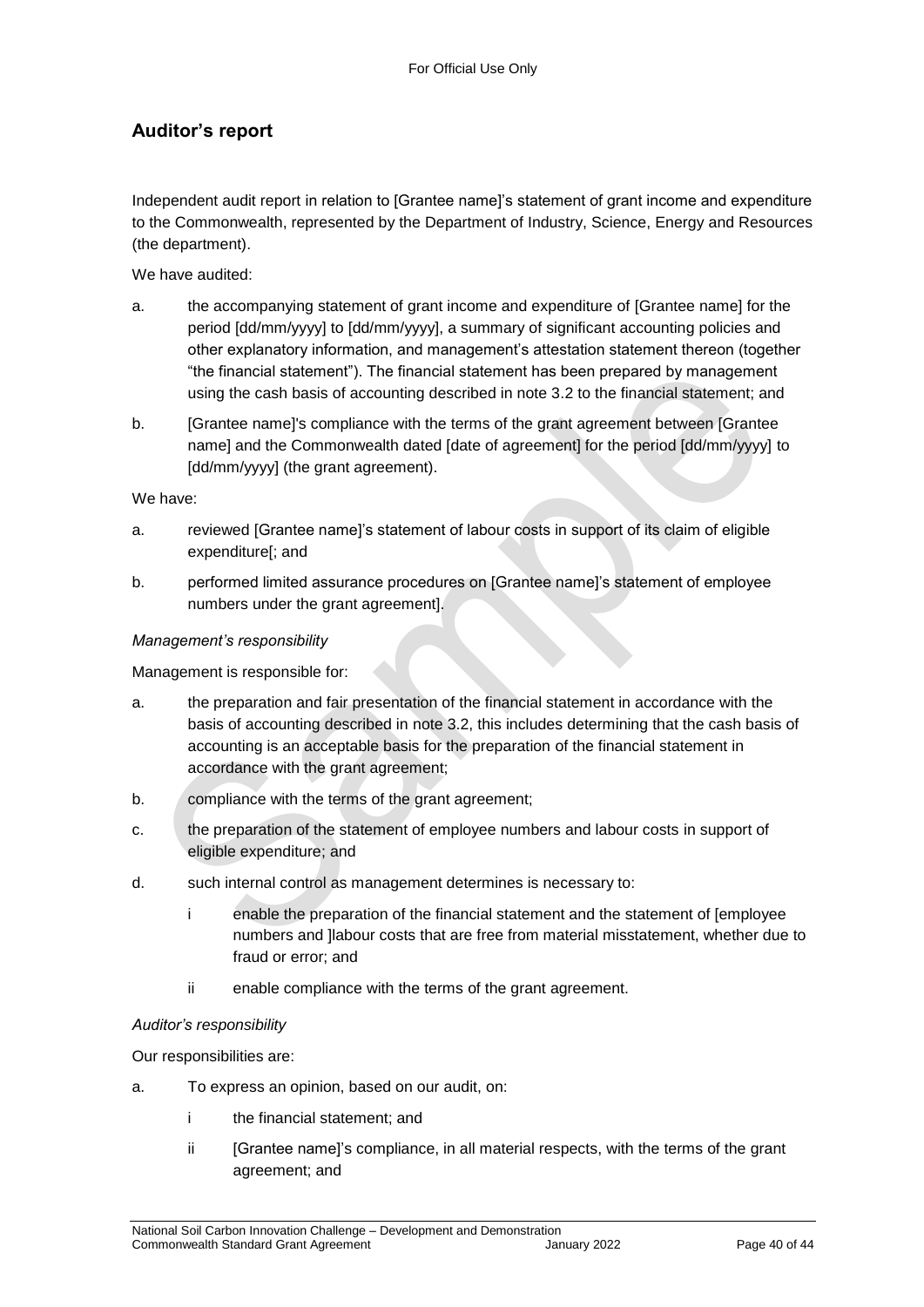## Auditor's report

Independent audit report in relation to [Grantee name]'s statement of grant income and expenditure to the Commonwealth, represented by the Department of Industry, Science, Energy and Resources (the department).

We have audited:

a. the accompanying statement of grant income and expenditure of [Grantee name] for the period [dd/mm/yyyy] to [dd/mm/yyyy], a summary of significant accounting policies and other explanatory information, and management's attestation statement thereon (together "the financial statement"). The financial statement has been prepared by management using the cash basis of accounting described in note 3.2 to the financial statement; and

b. [Grantee name]'s compliance with the terms of the grant agreement between [Grantee name] and the Commonwealth dated [date of agreement] for the period [dd/mm/yyyy] to [dd/mm/yyyy] (the grant agreement).

We have:

a. reviewed [Grantee name]'s statement of labour costs in support of its claim of eligible expenditure[; and

b. performed limited assurance procedures on [Grantee name]'s statement of employee numbers under the grant agreement].

*Management's responsibility*

Management is responsible for:

a. the preparation and fair presentation of the financial statement in accordance with the basis of accounting described in note 3.2, this includes determining that the cash basis of accounting is an acceptable basis for the preparation of the financial statement in accordance with the grant agreement;

b. compliance with the terms of the grant agreement;

c. the preparation of the statement of employee numbers and labour costs in support of eligible expenditure; and

d. such internal control as management determines is necessary to:

   i enable the preparation of the financial statement and the statement of [employee numbers and ]labour costs that are free from material misstatement, whether due to fraud or error; and

   ii enable compliance with the terms of the grant agreement.

*Auditor's responsibility*

Our responsibilities are:

a. To express an opinion, based on our audit, on:

   i the financial statement; and

   ii [Grantee name]'s compliance, in all material respects, with the terms of the grant agreement; and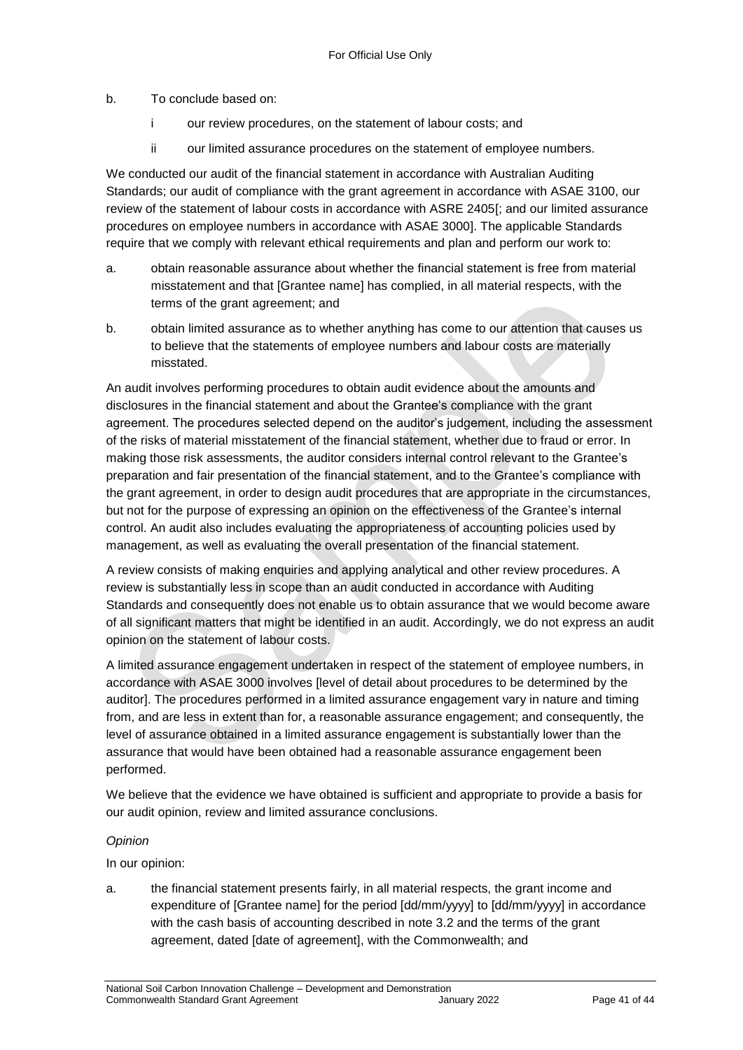b. To conclude based on:

   i our review procedures, on the statement of labour costs; and

   ii our limited assurance procedures on the statement of employee numbers.

We conducted our audit of the financial statement in accordance with Australian Auditing Standards; our audit of compliance with the grant agreement in accordance with ASAE 3100, our review of the statement of labour costs in accordance with ASRE 2405[; and our limited assurance procedures on employee numbers in accordance with ASAE 3000]. The applicable Standards require that we comply with relevant ethical requirements and plan and perform our work to:

a. obtain reasonable assurance about whether the financial statement is free from material misstatement and that [Grantee name] has complied, in all material respects, with the terms of the grant agreement; and

b. obtain limited assurance as to whether anything has come to our attention that causes us to believe that the statements of employee numbers and labour costs are materially misstated.

An audit involves performing procedures to obtain audit evidence about the amounts and disclosures in the financial statement and about the Grantee's compliance with the grant agreement. The procedures selected depend on the auditor's judgement, including the assessment of the risks of material misstatement of the financial statement, whether due to fraud or error. In making those risk assessments, the auditor considers internal control relevant to the Grantee's preparation and fair presentation of the financial statement, and to the Grantee's compliance with the grant agreement, in order to design audit procedures that are appropriate in the circumstances, but not for the purpose of expressing an opinion on the effectiveness of the Grantee's internal control. An audit also includes evaluating the appropriateness of accounting policies used by management, as well as evaluating the overall presentation of the financial statement.

A review consists of making enquiries and applying analytical and other review procedures. A review is substantially less in scope than an audit conducted in accordance with Auditing Standards and consequently does not enable us to obtain assurance that we would become aware of all significant matters that might be identified in an audit. Accordingly, we do not express an audit opinion on the statement of labour costs.

A limited assurance engagement undertaken in respect of the statement of employee numbers, in accordance with ASAE 3000 involves [level of detail about procedures to be determined by the auditor]. The procedures performed in a limited assurance engagement vary in nature and timing from, and are less in extent than for, a reasonable assurance engagement; and consequently, the level of assurance obtained in a limited assurance engagement is substantially lower than the assurance that would have been obtained had a reasonable assurance engagement been performed.

We believe that the evidence we have obtained is sufficient and appropriate to provide a basis for our audit opinion, review and limited assurance conclusions.

*Opinion*

In our opinion:

a. the financial statement presents fairly, in all material respects, the grant income and expenditure of [Grantee name] for the period [dd/mm/yyyy] to [dd/mm/yyyy] in accordance with the cash basis of accounting described in note 3.2 and the terms of the grant agreement, dated [date of agreement], with the Commonwealth; and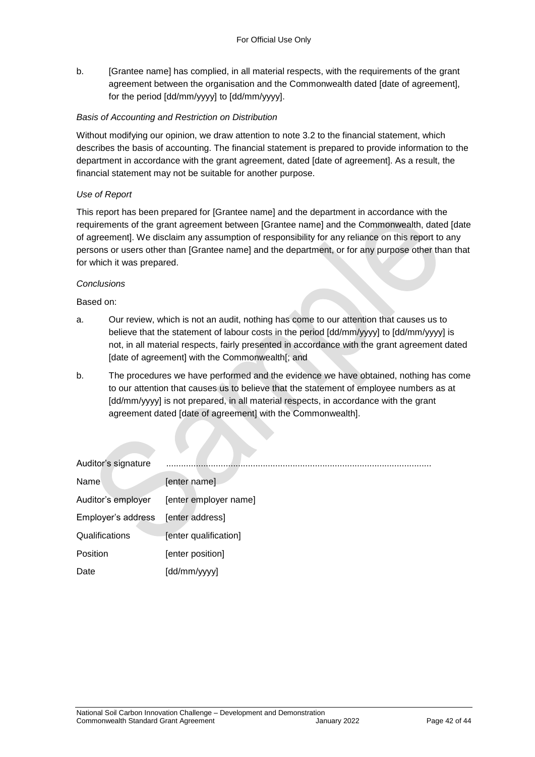b. [Grantee name] has complied, in all material respects, with the requirements of the grant agreement between the organisation and the Commonwealth dated [date of agreement], for the period [dd/mm/yyyy] to [dd/mm/yyyy].

*Basis of Accounting and Restriction on Distribution*

Without modifying our opinion, we draw attention to note 3.2 to the financial statement, which describes the basis of accounting. The financial statement is prepared to provide information to the department in accordance with the grant agreement, dated [date of agreement]. As a result, the financial statement may not be suitable for another purpose.

*Use of Report*

This report has been prepared for [Grantee name] and the department in accordance with the requirements of the grant agreement between [Grantee name] and the Commonwealth, dated [date of agreement]. We disclaim any assumption of responsibility for any reliance on this report to any persons or users other than [Grantee name] and the department, or for any purpose other than that for which it was prepared.

*Conclusions*

Based on:

a. Our review, which is not an audit, nothing has come to our attention that causes us to believe that the statement of labour costs in the period [dd/mm/yyyy] to [dd/mm/yyyy] is not, in all material respects, fairly presented in accordance with the grant agreement dated [date of agreement] with the Commonwealth[; and

b. The procedures we have performed and the evidence we have obtained, nothing has come to our attention that causes us to believe that the statement of employee numbers as at [dd/mm/yyyy] is not prepared, in all material respects, in accordance with the grant agreement dated [date of agreement] with the Commonwealth].

| | |
|---|---|
| Auditor's signature | ........................................................................................................... |
| Name | [enter name] |
| Auditor's employer | [enter employer name] |
| Employer's address | [enter address] |
| Qualifications | [enter qualification] |
| Position | [enter position] |
| Date | [dd/mm/yyyy] |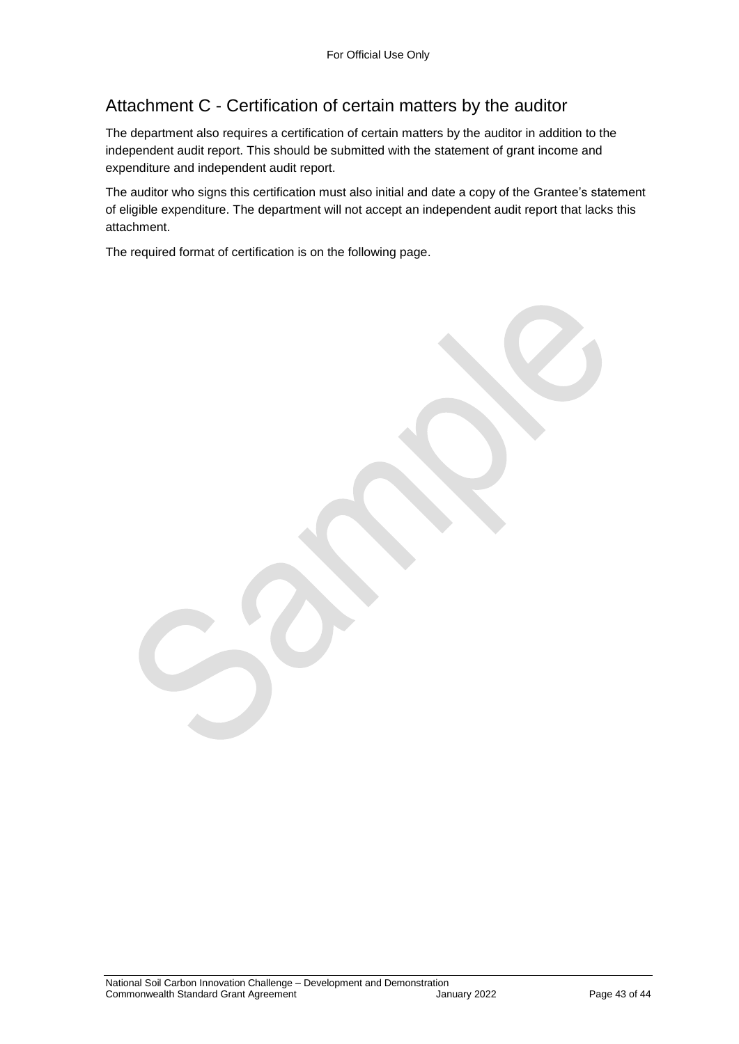## Attachment C - Certification of certain matters by the auditor

The department also requires a certification of certain matters by the auditor in addition to the independent audit report. This should be submitted with the statement of grant income and expenditure and independent audit report.

The auditor who signs this certification must also initial and date a copy of the Grantee's statement of eligible expenditure. The department will not accept an independent audit report that lacks this attachment.

The required format of certification is on the following page.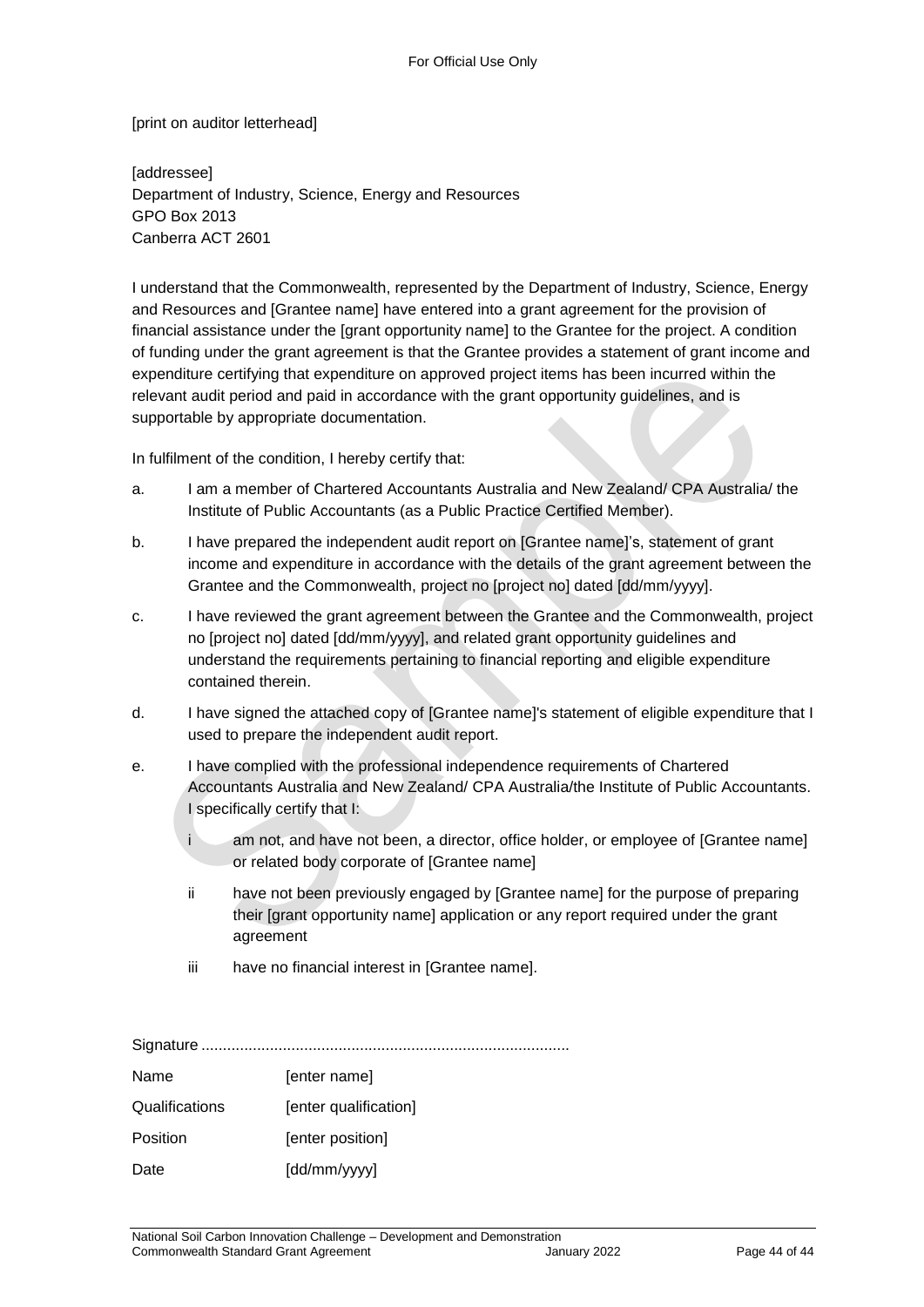[print on auditor letterhead]

[addressee]
Department of Industry, Science, Energy and Resources
GPO Box 2013
Canberra ACT 2601

I understand that the Commonwealth, represented by the Department of Industry, Science, Energy and Resources and [Grantee name] have entered into a grant agreement for the provision of financial assistance under the [grant opportunity name] to the Grantee for the project. A condition of funding under the grant agreement is that the Grantee provides a statement of grant income and expenditure certifying that expenditure on approved project items has been incurred within the relevant audit period and paid in accordance with the grant opportunity guidelines, and is supportable by appropriate documentation.

In fulfilment of the condition, I hereby certify that:

a. I am a member of Chartered Accountants Australia and New Zealand/ CPA Australia/ the Institute of Public Accountants (as a Public Practice Certified Member).

b. I have prepared the independent audit report on [Grantee name]'s, statement of grant income and expenditure in accordance with the details of the grant agreement between the Grantee and the Commonwealth, project no [project no] dated [dd/mm/yyyy].

c. I have reviewed the grant agreement between the Grantee and the Commonwealth, project no [project no] dated [dd/mm/yyyy], and related grant opportunity guidelines and understand the requirements pertaining to financial reporting and eligible expenditure contained therein.

d. I have signed the attached copy of [Grantee name]'s statement of eligible expenditure that I used to prepare the independent audit report.

e. I have complied with the professional independence requirements of Chartered Accountants Australia and New Zealand/ CPA Australia/the Institute of Public Accountants. I specifically certify that I:

   i am not, and have not been, a director, office holder, or employee of [Grantee name] or related body corporate of [Grantee name]

   ii have not been previously engaged by [Grantee name] for the purpose of preparing their [grant opportunity name] application or any report required under the grant agreement

   iii have no financial interest in [Grantee name].

Signature ......................................................................................

| | |
|---|---|
| Name | [enter name] |
| Qualifications | [enter qualification] |
| Position | [enter position] |
| Date | [dd/mm/yyyy] |